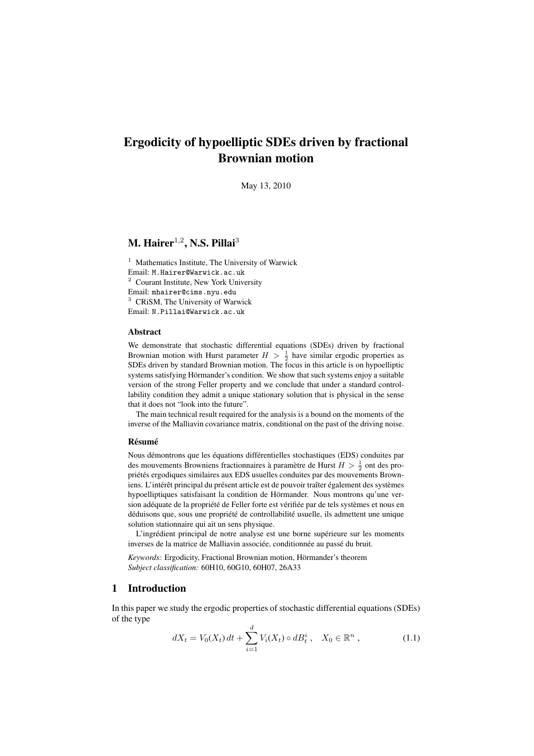# Ergodicity of hypoelliptic SDEs driven by fractional Brownian motion

May 13, 2010

**M. Hairer**[1,2], **N.S. Pillai**[3]

[1] Mathematics Institute, The University of Warwick
Email: M.Hairer@Warwick.ac.uk
[2] Courant Institute, New York University
Email: mhairer@cims.nyu.edu
[3] CRiSM, The University of Warwick
Email: N.Pillai@Warwick.ac.uk

### Abstract

We demonstrate that stochastic differential equations (SDEs) driven by fractional Brownian motion with Hurst parameter $H > \frac{1}{2}$ have similar ergodic properties as SDEs driven by standard Brownian motion. The focus in this article is on hypoelliptic systems satisfying Hörmander's condition. We show that such systems enjoy a suitable version of the strong Feller property and we conclude that under a standard controllability condition they admit a unique stationary solution that is physical in the sense that it does not "look into the future".

The main technical result required for the analysis is a bound on the moments of the inverse of the Malliavin covariance matrix, conditional on the past of the driving noise.

### Résumé

Nous démontrons que les équations différentielles stochastiques (EDS) conduites par des mouvements Browniens fractionnaires à paramètre de Hurst $H > \frac{1}{2}$ ont des propriétés ergodiques similaires aux EDS usuelles conduites par des mouvements Browniens. L'intérêt principal du présent article est de pouvoir traîter également des systèmes hypoelliptiques satisfaisant la condition de Hörmander. Nous montrons qu'une version adéquate de la propriété de Feller forte est vérifiée par de tels systèmes et nous en déduisons que, sous une propriété de controllabilité usuelle, ils admettent une unique solution stationnaire qui ait un sens physique.

L'ingrédient principal de notre analyse est une borne supérieure sur les moments inverses de la matrice de Malliavin associée, conditionnée au passé du bruit.

*Keywords:* Ergodicity, Fractional Brownian motion, Hörmander's theorem
*Subject classification:* 60H10, 60G10, 60H07, 26A33

## 1 Introduction

In this paper we study the ergodic properties of stochastic differential equations (SDEs) of the type

$$dX_t = V_0(X_t)\,dt + \sum_{i=1}^{d} V_i(X_t) \circ dB_t^i\,, \quad X_0 \in \mathbb{R}^n\,, \tag{1.1}$$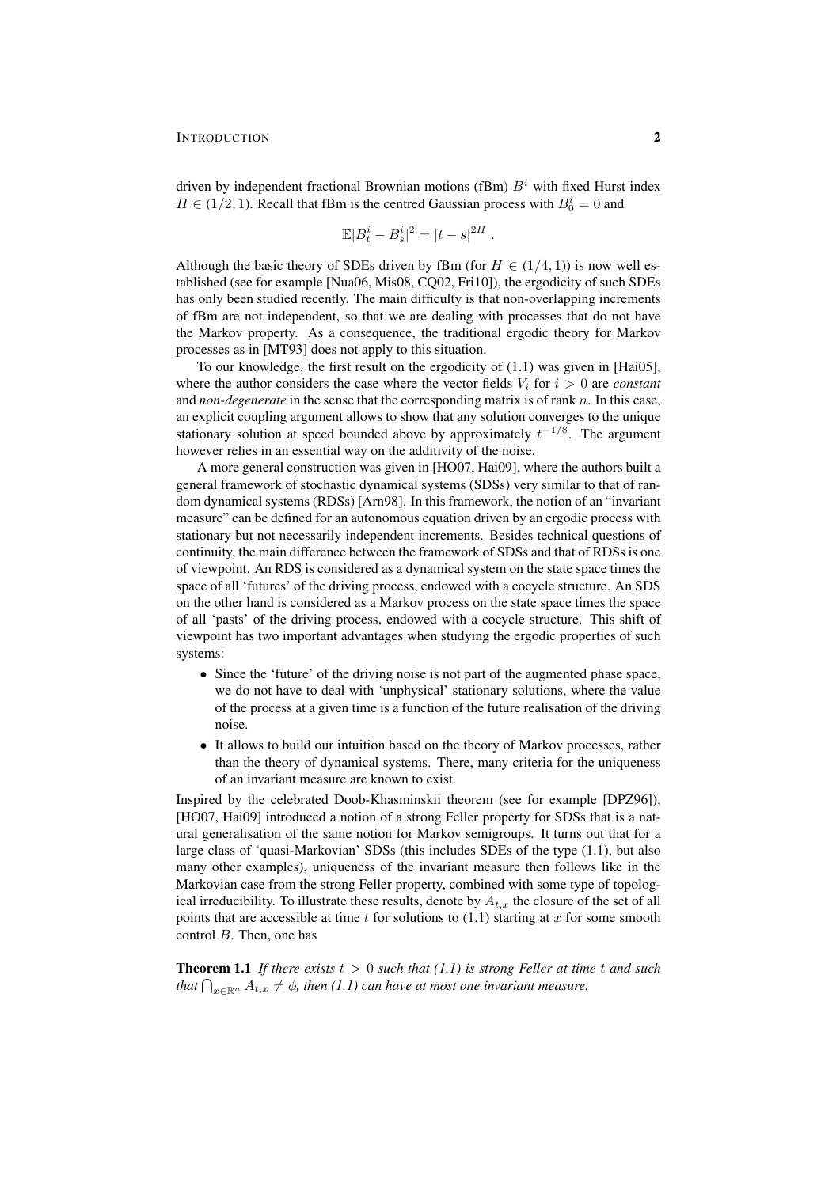driven by independent fractional Brownian motions (fBm) $B^i$ with fixed Hurst index $H \in (1/2, 1)$. Recall that fBm is the centred Gaussian process with $B_0^i = 0$ and

$$\mathbb{E}|B_t^i - B_s^i|^2 = |t - s|^{2H} .$$

Although the basic theory of SDEs driven by fBm (for $H \in (1/4, 1)$) is now well established (see for example [Nua06, Mis08, CQ02, Fri10]), the ergodicity of such SDEs has only been studied recently. The main difficulty is that non-overlapping increments of fBm are not independent, so that we are dealing with processes that do not have the Markov property. As a consequence, the traditional ergodic theory for Markov processes as in [MT93] does not apply to this situation.

To our knowledge, the first result on the ergodicity of (1.1) was given in [Hai05], where the author considers the case where the vector fields $V_i$ for $i > 0$ are *constant* and *non-degenerate* in the sense that the corresponding matrix is of rank $n$. In this case, an explicit coupling argument allows to show that any solution converges to the unique stationary solution at speed bounded above by approximately $t^{-1/8}$. The argument however relies in an essential way on the additivity of the noise.

A more general construction was given in [HO07, Hai09], where the authors built a general framework of stochastic dynamical systems (SDSs) very similar to that of random dynamical systems (RDSs) [Arn98]. In this framework, the notion of an "invariant measure" can be defined for an autonomous equation driven by an ergodic process with stationary but not necessarily independent increments. Besides technical questions of continuity, the main difference between the framework of SDSs and that of RDSs is one of viewpoint. An RDS is considered as a dynamical system on the state space times the space of all 'futures' of the driving process, endowed with a cocycle structure. An SDS on the other hand is considered as a Markov process on the state space times the space of all 'pasts' of the driving process, endowed with a cocycle structure. This shift of viewpoint has two important advantages when studying the ergodic properties of such systems:

- Since the 'future' of the driving noise is not part of the augmented phase space, we do not have to deal with 'unphysical' stationary solutions, where the value of the process at a given time is a function of the future realisation of the driving noise.
- It allows to build our intuition based on the theory of Markov processes, rather than the theory of dynamical systems. There, many criteria for the uniqueness of an invariant measure are known to exist.

Inspired by the celebrated Doob-Khasminskii theorem (see for example [DPZ96]), [HO07, Hai09] introduced a notion of a strong Feller property for SDSs that is a natural generalisation of the same notion for Markov semigroups. It turns out that for a large class of 'quasi-Markovian' SDSs (this includes SDEs of the type (1.1), but also many other examples), uniqueness of the invariant measure then follows like in the Markovian case from the strong Feller property, combined with some type of topological irreducibility. To illustrate these results, denote by $A_{t,x}$ the closure of the set of all points that are accessible at time $t$ for solutions to (1.1) starting at $x$ for some smooth control $B$. Then, one has

**Theorem 1.1** *If there exists $t > 0$ such that (1.1) is strong Feller at time $t$ and such that $\bigcap_{x \in \mathbb{R}^n} A_{t,x} \neq \phi$, then (1.1) can have at most one invariant measure.*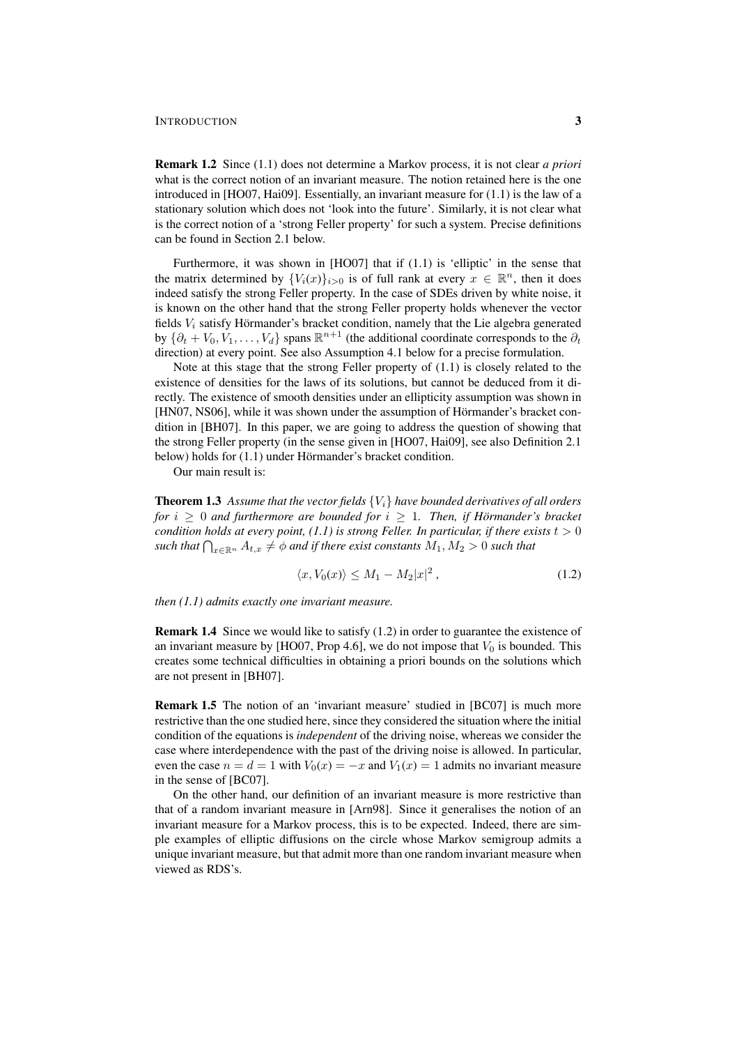**Remark 1.2** Since (1.1) does not determine a Markov process, it is not clear *a priori* what is the correct notion of an invariant measure. The notion retained here is the one introduced in [HO07, Hai09]. Essentially, an invariant measure for (1.1) is the law of a stationary solution which does not 'look into the future'. Similarly, it is not clear what is the correct notion of a 'strong Feller property' for such a system. Precise definitions can be found in Section 2.1 below.

Furthermore, it was shown in [HO07] that if (1.1) is 'elliptic' in the sense that the matrix determined by $\{V_i(x)\}_{i>0}$ is of full rank at every $x \in \mathbb{R}^n$, then it does indeed satisfy the strong Feller property. In the case of SDEs driven by white noise, it is known on the other hand that the strong Feller property holds whenever the vector fields $V_i$ satisfy Hörmander's bracket condition, namely that the Lie algebra generated by $\{\partial_t + V_0, V_1, \ldots, V_d\}$ spans $\mathbb{R}^{n+1}$ (the additional coordinate corresponds to the $\partial_t$ direction) at every point. See also Assumption 4.1 below for a precise formulation.

Note at this stage that the strong Feller property of (1.1) is closely related to the existence of densities for the laws of its solutions, but cannot be deduced from it directly. The existence of smooth densities under an ellipticity assumption was shown in [HN07, NS06], while it was shown under the assumption of Hörmander's bracket condition in [BH07]. In this paper, we are going to address the question of showing that the strong Feller property (in the sense given in [HO07, Hai09], see also Definition 2.1 below) holds for (1.1) under Hörmander's bracket condition.

Our main result is:

**Theorem 1.3** *Assume that the vector fields $\{V_i\}$ have bounded derivatives of all orders for $i \geq 0$ and furthermore are bounded for $i \geq 1$. Then, if Hörmander's bracket condition holds at every point, (1.1) is strong Feller. In particular, if there exists $t > 0$ such that $\bigcap_{x\in\mathbb{R}^n} A_{t,x} \neq \phi$ and if there exist constants $M_1, M_2 > 0$ such that*

$$\langle x, V_0(x)\rangle \leq M_1 - M_2|x|^2 , \tag{1.2}$$

*then (1.1) admits exactly one invariant measure.*

**Remark 1.4** Since we would like to satisfy (1.2) in order to guarantee the existence of an invariant measure by [HO07, Prop 4.6], we do not impose that $V_0$ is bounded. This creates some technical difficulties in obtaining a priori bounds on the solutions which are not present in [BH07].

**Remark 1.5** The notion of an 'invariant measure' studied in [BC07] is much more restrictive than the one studied here, since they considered the situation where the initial condition of the equations is *independent* of the driving noise, whereas we consider the case where interdependence with the past of the driving noise is allowed. In particular, even the case $n = d = 1$ with $V_0(x) = -x$ and $V_1(x) = 1$ admits no invariant measure in the sense of [BC07].

On the other hand, our definition of an invariant measure is more restrictive than that of a random invariant measure in [Arn98]. Since it generalises the notion of an invariant measure for a Markov process, this is to be expected. Indeed, there are simple examples of elliptic diffusions on the circle whose Markov semigroup admits a unique invariant measure, but that admit more than one random invariant measure when viewed as RDS's.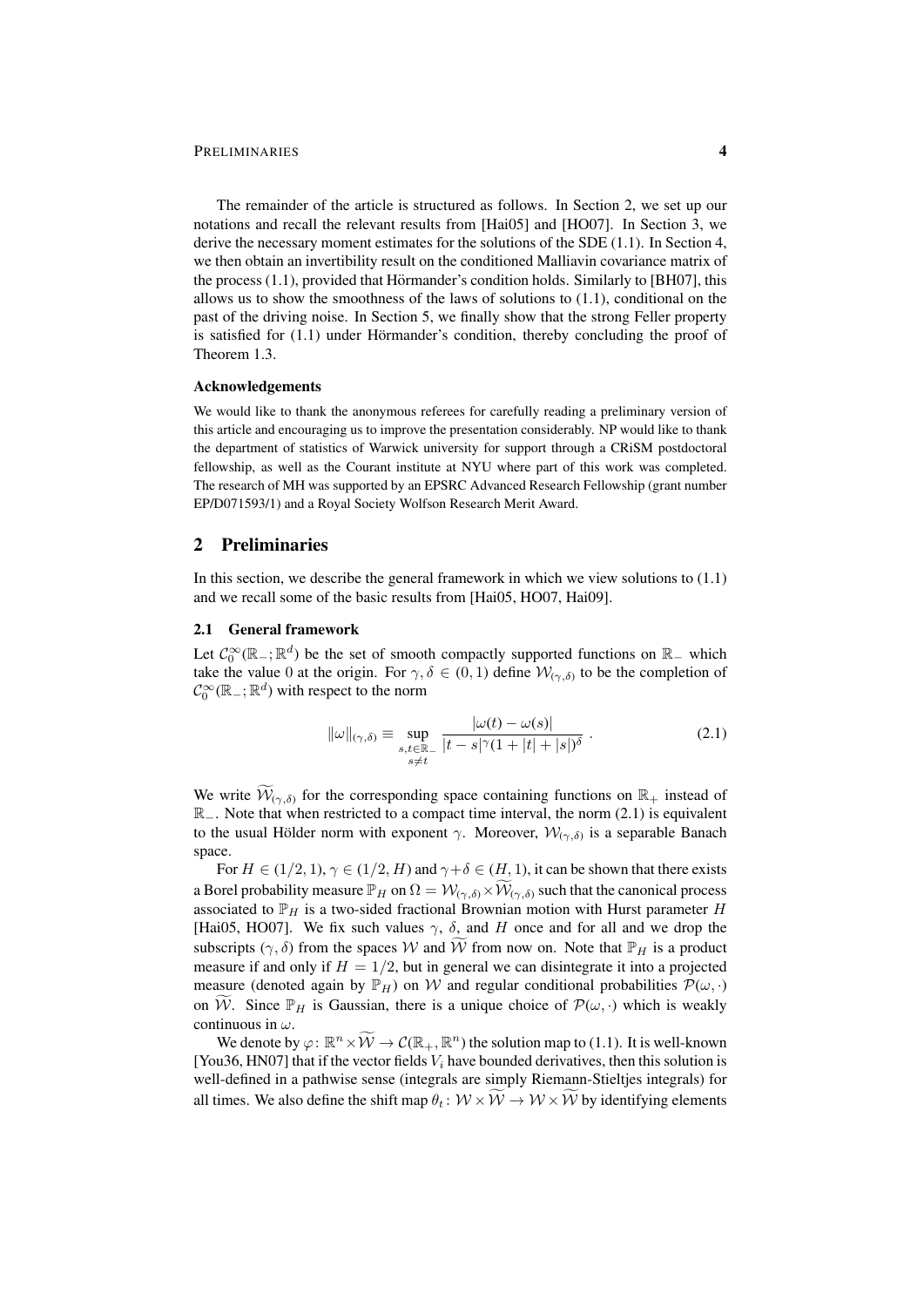The remainder of the article is structured as follows. In Section 2, we set up our notations and recall the relevant results from [Hai05] and [HO07]. In Section 3, we derive the necessary moment estimates for the solutions of the SDE (1.1). In Section 4, we then obtain an invertibility result on the conditioned Malliavin covariance matrix of the process (1.1), provided that Hörmander's condition holds. Similarly to [BH07], this allows us to show the smoothness of the laws of solutions to (1.1), conditional on the past of the driving noise. In Section 5, we finally show that the strong Feller property is satisfied for (1.1) under Hörmander's condition, thereby concluding the proof of Theorem 1.3.

#### Acknowledgements

We would like to thank the anonymous referees for carefully reading a preliminary version of this article and encouraging us to improve the presentation considerably. NP would like to thank the department of statistics of Warwick university for support through a CRiSM postdoctoral fellowship, as well as the Courant institute at NYU where part of this work was completed. The research of MH was supported by an EPSRC Advanced Research Fellowship (grant number EP/D071593/1) and a Royal Society Wolfson Research Merit Award.

## 2 Preliminaries

In this section, we describe the general framework in which we view solutions to (1.1) and we recall some of the basic results from [Hai05, HO07, Hai09].

### 2.1 General framework

Let $\mathcal{C}_0^\infty(\mathbb{R}_-;\mathbb{R}^d)$ be the set of smooth compactly supported functions on $\mathbb{R}_-$ which take the value 0 at the origin. For $\gamma,\delta \in (0,1)$ define $\mathcal{W}_{(\gamma,\delta)}$ to be the completion of $\mathcal{C}_0^\infty(\mathbb{R}_-;\mathbb{R}^d)$ with respect to the norm

$$\|\omega\|_{(\gamma,\delta)} \equiv \sup_{\substack{s,t\in\mathbb{R}_- \\ s\neq t}} \frac{|\omega(t)-\omega(s)|}{|t-s|^\gamma(1+|t|+|s|)^\delta} \;. \tag{2.1}$$

We write $\widetilde{\mathcal{W}}_{(\gamma,\delta)}$ for the corresponding space containing functions on $\mathbb{R}_+$ instead of $\mathbb{R}_-$. Note that when restricted to a compact time interval, the norm (2.1) is equivalent to the usual Hölder norm with exponent $\gamma$. Moreover, $\mathcal{W}_{(\gamma,\delta)}$ is a separable Banach space.

For $H \in (1/2,1)$, $\gamma \in (1/2,H)$ and $\gamma+\delta \in (H,1)$, it can be shown that there exists a Borel probability measure $\mathbb{P}_H$ on $\Omega = \mathcal{W}_{(\gamma,\delta)}\times\widetilde{\mathcal{W}}_{(\gamma,\delta)}$ such that the canonical process associated to $\mathbb{P}_H$ is a two-sided fractional Brownian motion with Hurst parameter $H$ [Hai05, HO07]. We fix such values $\gamma$, $\delta$, and $H$ once and for all and we drop the subscripts $(\gamma,\delta)$ from the spaces $\mathcal{W}$ and $\widetilde{\mathcal{W}}$ from now on. Note that $\mathbb{P}_H$ is a product measure if and only if $H = 1/2$, but in general we can disintegrate it into a projected measure (denoted again by $\mathbb{P}_H$) on $\mathcal{W}$ and regular conditional probabilities $\mathcal{P}(\omega,\cdot)$ on $\widetilde{\mathcal{W}}$. Since $\mathbb{P}_H$ is Gaussian, there is a unique choice of $\mathcal{P}(\omega,\cdot)$ which is weakly continuous in $\omega$.

We denote by $\varphi\colon \mathbb{R}^n\times\widetilde{\mathcal{W}} \to \mathcal{C}(\mathbb{R}_+,\mathbb{R}^n)$ the solution map to (1.1). It is well-known [You36, HN07] that if the vector fields $V_i$ have bounded derivatives, then this solution is well-defined in a pathwise sense (integrals are simply Riemann-Stieltjes integrals) for all times. We also define the shift map $\theta_t\colon \mathcal{W}\times\widetilde{\mathcal{W}} \to \mathcal{W}\times\widetilde{\mathcal{W}}$ by identifying elements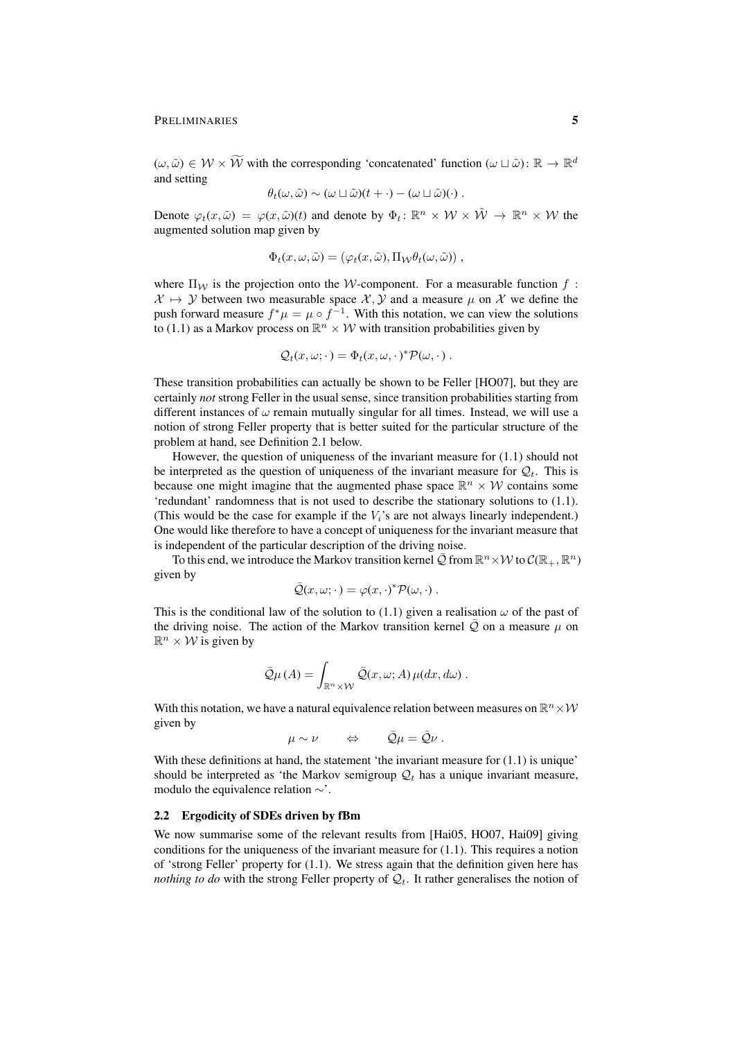$(\omega, \tilde{\omega}) \in \mathcal{W} \times \widetilde{\mathcal{W}}$ with the corresponding 'concatenated' function $(\omega \sqcup \tilde{\omega}) \colon \mathbb{R} \to \mathbb{R}^d$ and setting

$$\theta_t(\omega, \tilde{\omega}) \sim (\omega \sqcup \tilde{\omega})(t + \cdot) - (\omega \sqcup \tilde{\omega})(\cdot) .$$

Denote $\varphi_t(x, \tilde{\omega}) = \varphi(x, \tilde{\omega})(t)$ and denote by $\Phi_t \colon \mathbb{R}^n \times \mathcal{W} \times \tilde{\mathcal{W}} \to \mathbb{R}^n \times \mathcal{W}$ the augmented solution map given by

$$\Phi_t(x, \omega, \tilde{\omega}) = \left(\varphi_t(x, \tilde{\omega}), \Pi_{\mathcal{W}} \theta_t(\omega, \tilde{\omega})\right) ,$$

where $\Pi_{\mathcal{W}}$ is the projection onto the $\mathcal{W}$-component. For a measurable function $f : \mathcal{X} \mapsto \mathcal{Y}$ between two measurable space $\mathcal{X}, \mathcal{Y}$ and a measure $\mu$ on $\mathcal{X}$ we define the push forward measure $f^*\mu = \mu \circ f^{-1}$. With this notation, we can view the solutions to (1.1) as a Markov process on $\mathbb{R}^n \times \mathcal{W}$ with transition probabilities given by

$$\mathcal{Q}_t(x, \omega; \cdot) = \Phi_t(x, \omega, \cdot)^* \mathcal{P}(\omega, \cdot) .$$

These transition probabilities can actually be shown to be Feller [HO07], but they are certainly *not* strong Feller in the usual sense, since transition probabilities starting from different instances of $\omega$ remain mutually singular for all times. Instead, we will use a notion of strong Feller property that is better suited for the particular structure of the problem at hand, see Definition 2.1 below.

However, the question of uniqueness of the invariant measure for (1.1) should not be interpreted as the question of uniqueness of the invariant measure for $\mathcal{Q}_t$. This is because one might imagine that the augmented phase space $\mathbb{R}^n \times \mathcal{W}$ contains some 'redundant' randomness that is not used to describe the stationary solutions to (1.1). (This would be the case for example if the $V_i$'s are not always linearly independent.) One would like therefore to have a concept of uniqueness for the invariant measure that is independent of the particular description of the driving noise.

To this end, we introduce the Markov transition kernel $\bar{\mathcal{Q}}$ from $\mathbb{R}^n \times \mathcal{W}$ to $\mathcal{C}(\mathbb{R}_+, \mathbb{R}^n)$ given by

$$\bar{\mathcal{Q}}(x, \omega; \cdot) = \varphi(x, \cdot)^* \mathcal{P}(\omega, \cdot) .$$

This is the conditional law of the solution to (1.1) given a realisation $\omega$ of the past of the driving noise. The action of the Markov transition kernel $\bar{\mathcal{Q}}$ on a measure $\mu$ on $\mathbb{R}^n \times \mathcal{W}$ is given by

$$\bar{\mathcal{Q}}\mu\,(A) = \int_{\mathbb{R}^n \times \mathcal{W}} \bar{\mathcal{Q}}(x, \omega; A)\, \mu(dx, d\omega) .$$

With this notation, we have a natural equivalence relation between measures on $\mathbb{R}^n \times \mathcal{W}$ given by

$$\mu \sim \nu \qquad \Leftrightarrow \qquad \bar{\mathcal{Q}}\mu = \bar{\mathcal{Q}}\nu .$$

With these definitions at hand, the statement 'the invariant measure for (1.1) is unique' should be interpreted as 'the Markov semigroup $\mathcal{Q}_t$ has a unique invariant measure, modulo the equivalence relation $\sim$'.

### 2.2 Ergodicity of SDEs driven by fBm

We now summarise some of the relevant results from [Hai05, HO07, Hai09] giving conditions for the uniqueness of the invariant measure for (1.1). This requires a notion of 'strong Feller' property for (1.1). We stress again that the definition given here has *nothing to do* with the strong Feller property of $\mathcal{Q}_t$. It rather generalises the notion of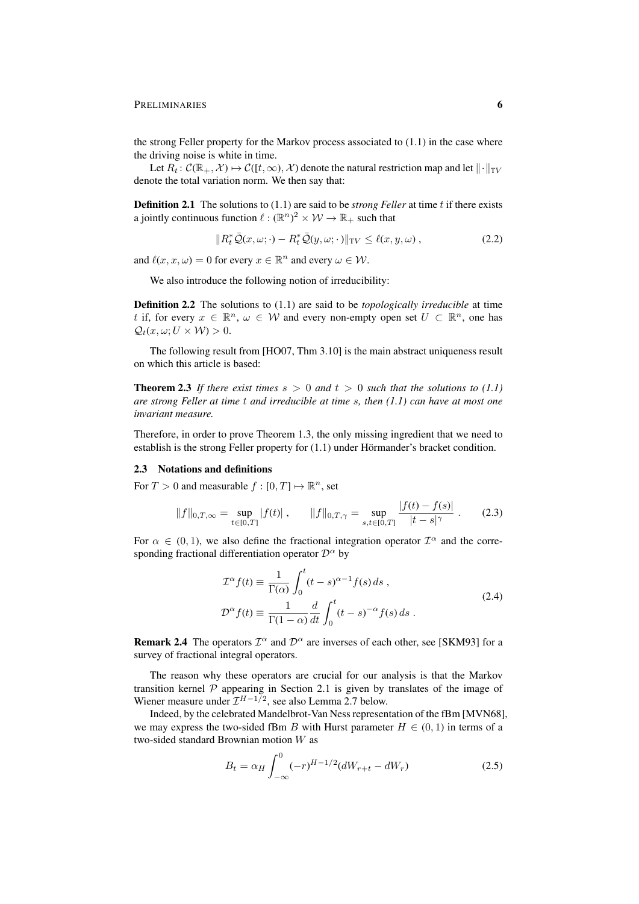the strong Feller property for the Markov process associated to (1.1) in the case where the driving noise is white in time.

Let $R_t\colon \mathcal{C}(\mathbb{R}_+, \mathcal{X}) \mapsto \mathcal{C}([t,\infty), \mathcal{X})$ denote the natural restriction map and let $\|\cdot\|_{\mathrm{TV}}$ denote the total variation norm. We then say that:

**Definition 2.1** The solutions to (1.1) are said to be *strong Feller* at time $t$ if there exists a jointly continuous function $\ell : (\mathbb{R}^n)^2 \times \mathcal{W} \to \mathbb{R}_+$ such that

$$\|R_t^* \bar{\mathcal{Q}}(x, \omega; \cdot) - R_t^* \bar{\mathcal{Q}}(y, \omega; \cdot)\|_{\mathrm{TV}} \leq \ell(x, y, \omega) \;, \tag{2.2}$$

and $\ell(x, x, \omega) = 0$ for every $x \in \mathbb{R}^n$ and every $\omega \in \mathcal{W}$.

We also introduce the following notion of irreducibility:

**Definition 2.2** The solutions to (1.1) are said to be *topologically irreducible* at time $t$ if, for every $x \in \mathbb{R}^n$, $\omega \in \mathcal{W}$ and every non-empty open set $U \subset \mathbb{R}^n$, one has $\mathcal{Q}_t(x, \omega; U \times \mathcal{W}) > 0$.

The following result from [HO07, Thm 3.10] is the main abstract uniqueness result on which this article is based:

**Theorem 2.3** *If there exist times $s > 0$ and $t > 0$ such that the solutions to (1.1) are strong Feller at time $t$ and irreducible at time $s$, then (1.1) can have at most one invariant measure.*

Therefore, in order to prove Theorem 1.3, the only missing ingredient that we need to establish is the strong Feller property for (1.1) under Hörmander's bracket condition.

### 2.3 Notations and definitions

For $T > 0$ and measurable $f : [0, T] \mapsto \mathbb{R}^n$, set

$$\|f\|_{0,T,\infty} = \sup_{t \in [0,T]} |f(t)| \;, \qquad \|f\|_{0,T,\gamma} = \sup_{s,t \in [0,T]} \frac{|f(t) - f(s)|}{|t-s|^\gamma} \;. \tag{2.3}$$

For $\alpha \in (0, 1)$, we also define the fractional integration operator $\mathcal{I}^\alpha$ and the corresponding fractional differentiation operator $\mathcal{D}^\alpha$ by

$$\begin{aligned}
\mathcal{I}^\alpha f(t) &\equiv \frac{1}{\Gamma(\alpha)} \int_0^t (t-s)^{\alpha - 1} f(s)\, ds \;, \\
\mathcal{D}^\alpha f(t) &\equiv \frac{1}{\Gamma(1-\alpha)} \frac{d}{dt} \int_0^t (t-s)^{-\alpha} f(s)\, ds \;.
\end{aligned} \tag{2.4}$$

**Remark 2.4** The operators $\mathcal{I}^\alpha$ and $\mathcal{D}^\alpha$ are inverses of each other, see [SKM93] for a survey of fractional integral operators.

The reason why these operators are crucial for our analysis is that the Markov transition kernel $\mathcal{P}$ appearing in Section 2.1 is given by translates of the image of Wiener measure under $\mathcal{I}^{H-1/2}$, see also Lemma 2.7 below.

Indeed, by the celebrated Mandelbrot-Van Ness representation of the fBm [MVN68], we may express the two-sided fBm $B$ with Hurst parameter $H \in (0, 1)$ in terms of a two-sided standard Brownian motion $W$ as

$$B_t = \alpha_H \int_{-\infty}^0 (-r)^{H-1/2} (dW_{r+t} - dW_r) \tag{2.5}$$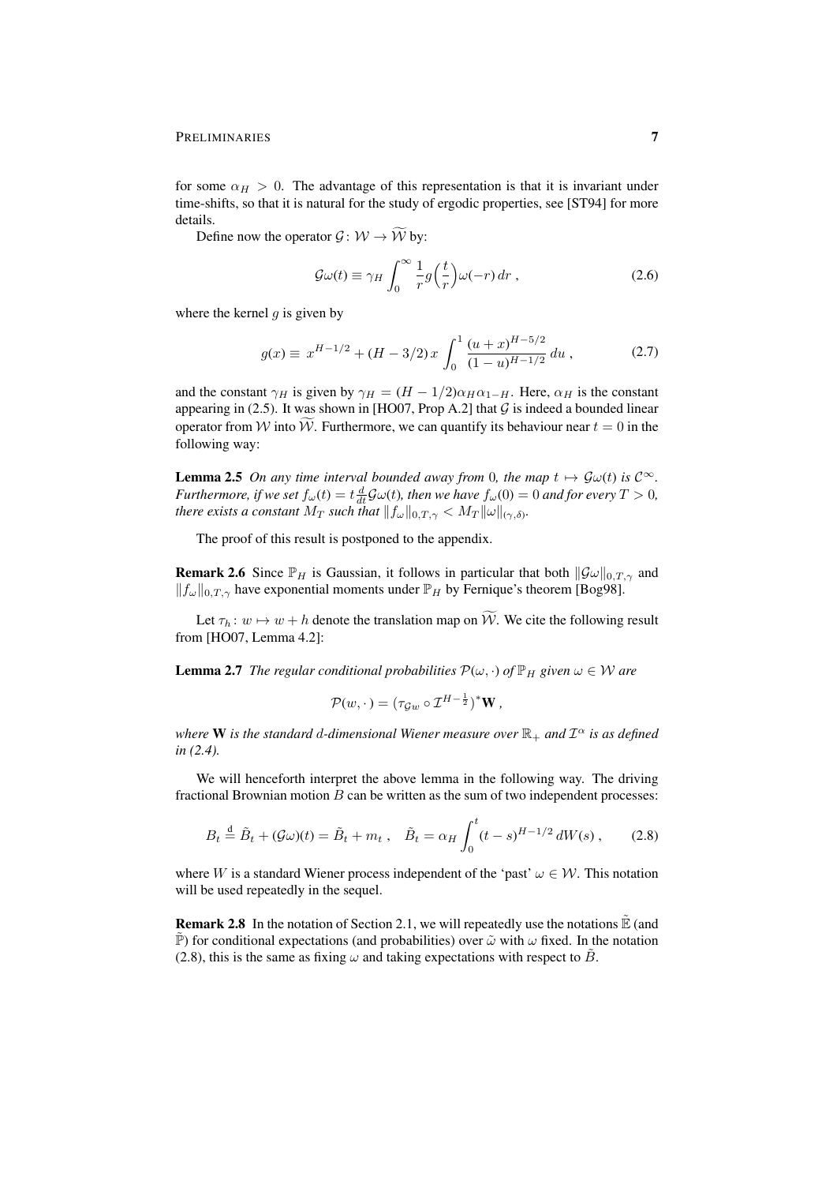for some $\alpha_H > 0$. The advantage of this representation is that it is invariant under time-shifts, so that it is natural for the study of ergodic properties, see [ST94] for more details.

Define now the operator $\mathcal{G}\colon \mathcal{W} \to \widetilde{\mathcal{W}}$ by:

$$\mathcal{G}\omega(t) \equiv \gamma_H \int_0^\infty \frac{1}{r} g\Big(\frac{t}{r}\Big) \omega(-r)\, dr\;, \tag{2.6}$$

where the kernel $g$ is given by

$$g(x) \equiv\; x^{H-1/2} + (H-3/2)\, x \int_0^1 \frac{(u+x)^{H-5/2}}{(1-u)^{H-1/2}}\, du\;, \tag{2.7}$$

and the constant $\gamma_H$ is given by $\gamma_H = (H-1/2)\alpha_H \alpha_{1-H}$. Here, $\alpha_H$ is the constant appearing in (2.5). It was shown in [HO07, Prop A.2] that $\mathcal{G}$ is indeed a bounded linear operator from $\mathcal{W}$ into $\widetilde{\mathcal{W}}$. Furthermore, we can quantify its behaviour near $t=0$ in the following way:

**Lemma 2.5** *On any time interval bounded away from* $0$*, the map* $t \mapsto \mathcal{G}\omega(t)$ *is* $\mathcal{C}^\infty$*. Furthermore, if we set* $f_\omega(t) = t\frac{d}{dt}\mathcal{G}\omega(t)$*, then we have* $f_\omega(0) = 0$ *and for every* $T > 0$*, there exists a constant* $M_T$ *such that* $\|f_\omega\|_{0,T,\gamma} < M_T \|\omega\|_{(\gamma,\delta)}$*.*

The proof of this result is postponed to the appendix.

**Remark 2.6** Since $\mathbb{P}_H$ is Gaussian, it follows in particular that both $\|\mathcal{G}\omega\|_{0,T,\gamma}$ and $\|f_\omega\|_{0,T,\gamma}$ have exponential moments under $\mathbb{P}_H$ by Fernique's theorem [Bog98].

Let $\tau_h\colon w \mapsto w + h$ denote the translation map on $\widetilde{\mathcal{W}}$. We cite the following result from [HO07, Lemma 4.2]:

**Lemma 2.7** *The regular conditional probabilities* $\mathcal{P}(\omega,\cdot)$ *of* $\mathbb{P}_H$ *given* $\omega \in \mathcal{W}$ *are*

$$\mathcal{P}(w,\cdot) = (\tau_{\mathcal{G}w} \circ \mathcal{I}^{H-\frac{1}{2}})^* \mathbf{W}\;,$$

*where* $\mathbf{W}$ *is the standard* $d$*-dimensional Wiener measure over* $\mathbb{R}_+$ *and* $\mathcal{I}^\alpha$ *is as defined in (2.4).*

We will henceforth interpret the above lemma in the following way. The driving fractional Brownian motion $B$ can be written as the sum of two independent processes:

$$B_t \stackrel{\mathrm{d}}{=} \tilde{B}_t + (\mathcal{G}\omega)(t) = \tilde{B}_t + m_t\;, \quad \tilde{B}_t = \alpha_H \int_0^t (t-s)^{H-1/2}\, dW(s)\;, \tag{2.8}$$

where $W$ is a standard Wiener process independent of the 'past' $\omega \in \mathcal{W}$. This notation will be used repeatedly in the sequel.

**Remark 2.8** In the notation of Section 2.1, we will repeatedly use the notations $\tilde{\mathbb{E}}$ (and $\tilde{\mathbb{P}}$) for conditional expectations (and probabilities) over $\tilde{\omega}$ with $\omega$ fixed. In the notation (2.8), this is the same as fixing $\omega$ and taking expectations with respect to $\tilde{B}$.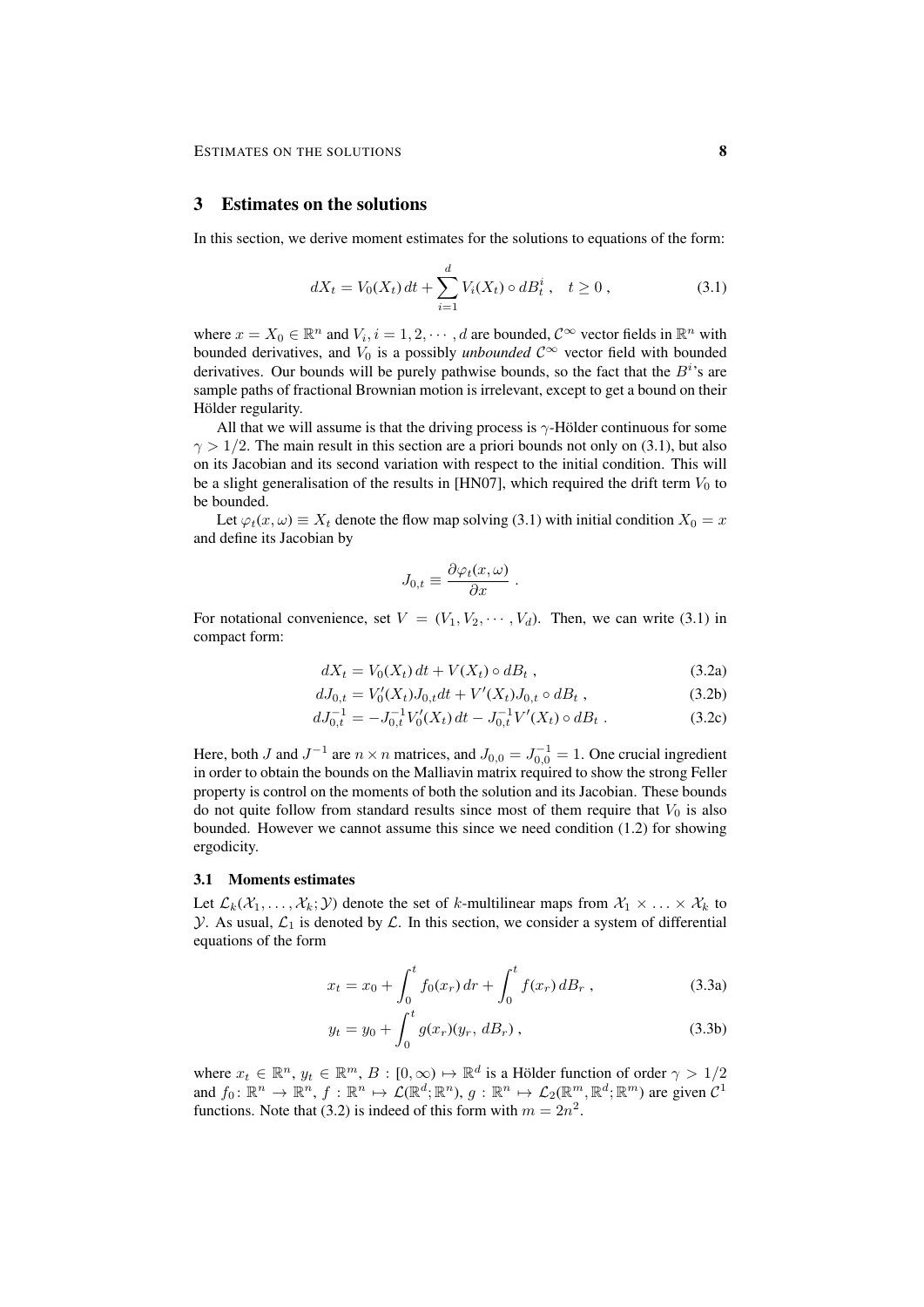## 3 Estimates on the solutions

In this section, we derive moment estimates for the solutions to equations of the form:

$$dX_t = V_0(X_t)\,dt + \sum_{i=1}^{d} V_i(X_t) \circ dB_t^i\;, \quad t \geq 0\;, \tag{3.1}$$

where $x = X_0 \in \mathbb{R}^n$ and $V_i, i = 1, 2, \cdots, d$ are bounded, $\mathcal{C}^\infty$ vector fields in $\mathbb{R}^n$ with bounded derivatives, and $V_0$ is a possibly *unbounded* $\mathcal{C}^\infty$ vector field with bounded derivatives. Our bounds will be purely pathwise bounds, so the fact that the $B^i$'s are sample paths of fractional Brownian motion is irrelevant, except to get a bound on their Hölder regularity.

All that we will assume is that the driving process is $\gamma$-Hölder continuous for some $\gamma > 1/2$. The main result in this section are a priori bounds not only on (3.1), but also on its Jacobian and its second variation with respect to the initial condition. This will be a slight generalisation of the results in [HN07], which required the drift term $V_0$ to be bounded.

Let $\varphi_t(x, \omega) \equiv X_t$ denote the flow map solving (3.1) with initial condition $X_0 = x$ and define its Jacobian by

$$J_{0,t} \equiv \frac{\partial \varphi_t(x, \omega)}{\partial x}\;.$$

For notational convenience, set $V = (V_1, V_2, \cdots, V_d)$. Then, we can write (3.1) in compact form:

$$dX_t = V_0(X_t)\,dt + V(X_t) \circ dB_t\;, \tag{3.2a}$$

$$dJ_{0,t} = V_0'(X_t)J_{0,t}dt + V'(X_t)J_{0,t} \circ dB_t\;, \tag{3.2b}$$

$$dJ_{0,t}^{-1} = -J_{0,t}^{-1}V_0'(X_t)\,dt - J_{0,t}^{-1}V'(X_t) \circ dB_t\;. \tag{3.2c}$$

Here, both $J$ and $J^{-1}$ are $n \times n$ matrices, and $J_{0,0} = J_{0,0}^{-1} = 1$. One crucial ingredient in order to obtain the bounds on the Malliavin matrix required to show the strong Feller property is control on the moments of both the solution and its Jacobian. These bounds do not quite follow from standard results since most of them require that $V_0$ is also bounded. However we cannot assume this since we need condition (1.2) for showing ergodicity.

### 3.1 Moments estimates

Let $\mathcal{L}_k(\mathcal{X}_1, \ldots, \mathcal{X}_k; \mathcal{Y})$ denote the set of $k$-multilinear maps from $\mathcal{X}_1 \times \ldots \times \mathcal{X}_k$ to $\mathcal{Y}$. As usual, $\mathcal{L}_1$ is denoted by $\mathcal{L}$. In this section, we consider a system of differential equations of the form

$$x_t = x_0 + \int_0^t f_0(x_r)\,dr + \int_0^t f(x_r)\,dB_r\;, \tag{3.3a}$$

$$y_t = y_0 + \int_0^t g(x_r)(y_r,\, dB_r)\;, \tag{3.3b}$$

where $x_t \in \mathbb{R}^n$, $y_t \in \mathbb{R}^m$, $B : [0, \infty) \mapsto \mathbb{R}^d$ is a Hölder function of order $\gamma > 1/2$ and $f_0 \colon \mathbb{R}^n \to \mathbb{R}^n$, $f : \mathbb{R}^n \mapsto \mathcal{L}(\mathbb{R}^d; \mathbb{R}^n)$, $g : \mathbb{R}^n \mapsto \mathcal{L}_2(\mathbb{R}^m, \mathbb{R}^d; \mathbb{R}^m)$ are given $\mathcal{C}^1$ functions. Note that (3.2) is indeed of this form with $m = 2n^2$.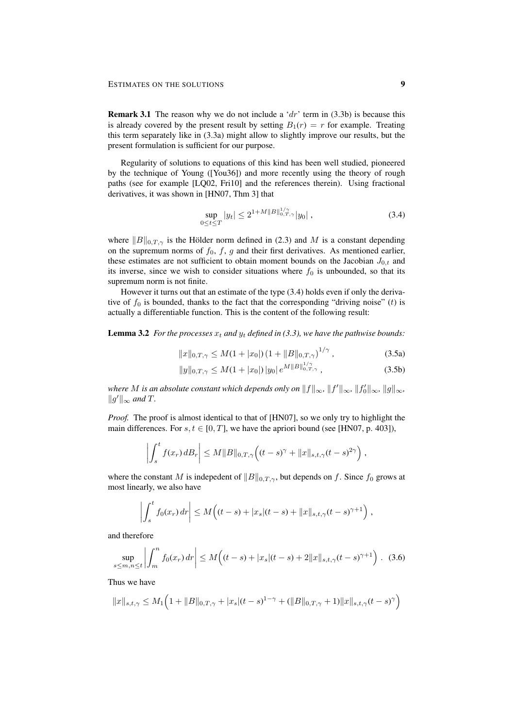**Remark 3.1** The reason why we do not include a '$dr$' term in (3.3b) is because this is already covered by the present result by setting $B_1(r) = r$ for example. Treating this term separately like in (3.3a) might allow to slightly improve our results, but the present formulation is sufficient for our purpose.

Regularity of solutions to equations of this kind has been well studied, pioneered by the technique of Young ([You36]) and more recently using the theory of rough paths (see for example [LQ02, Fri10] and the references therein). Using fractional derivatives, it was shown in [HN07, Thm 3] that

$$\sup_{0\le t\le T} |y_t| \le 2^{1+M\|B\|_{0,T,\gamma}^{1/\gamma}} |y_0| \,, \tag{3.4}$$

where $\|B\|_{0,T,\gamma}$ is the Hölder norm defined in (2.3) and $M$ is a constant depending on the supremum norms of $f_0$, $f$, $g$ and their first derivatives. As mentioned earlier, these estimates are not sufficient to obtain moment bounds on the Jacobian $J_{0,t}$ and its inverse, since we wish to consider situations where $f_0$ is unbounded, so that its supremum norm is not finite.

However it turns out that an estimate of the type (3.4) holds even if only the derivative of $f_0$ is bounded, thanks to the fact that the corresponding "driving noise" $(t)$ is actually a differentiable function. This is the content of the following result:

**Lemma 3.2** *For the processes $x_t$ and $y_t$ defined in (3.3), we have the pathwise bounds:*

$$\|x\|_{0,T,\gamma} \le M(1+|x_0|)\left(1+\|B\|_{0,T,\gamma}\right)^{1/\gamma} \,, \tag{3.5a}$$

$$\|y\|_{0,T,\gamma} \le M(1+|x_0|)\,|y_0|\, e^{M\|B\|_{0,T,\gamma}^{1/\gamma}} \,, \tag{3.5b}$$

*where $M$ is an absolute constant which depends only on $\|f\|_\infty$, $\|f'\|_\infty$, $\|f_0'\|_\infty$, $\|g\|_\infty$, $\|g'\|_\infty$ and $T$.*

*Proof.* The proof is almost identical to that of [HN07], so we only try to highlight the main differences. For $s,t \in [0,T]$, we have the apriori bound (see [HN07, p. 403]),

$$\left|\int_s^t f(x_r)\, dB_r\right| \le M\|B\|_{0,T,\gamma}\Big((t-s)^\gamma + \|x\|_{s,t,\gamma}(t-s)^{2\gamma}\Big) \,,$$

where the constant $M$ is indepedent of $\|B\|_{0,T,\gamma}$, but depends on $f$. Since $f_0$ grows at most linearly, we also have

$$\left|\int_s^t f_0(x_r)\, dr\right| \le M\Big((t-s) + |x_s|(t-s) + \|x\|_{s,t,\gamma}(t-s)^{\gamma+1}\Big) \,,$$

and therefore

$$\sup_{s\le m,n\le t}\left|\int_m^n f_0(x_r)\, dr\right| \le M\Big((t-s) + |x_s|(t-s) + 2\|x\|_{s,t,\gamma}(t-s)^{\gamma+1}\Big) \,. \tag{3.6}$$

Thus we have

$$\|x\|_{s,t,\gamma} \le M_1\Big(1 + \|B\|_{0,T,\gamma} + |x_s|(t-s)^{1-\gamma} + (\|B\|_{0,T,\gamma}+1)\|x\|_{s,t,\gamma}(t-s)^{\gamma}\Big)$$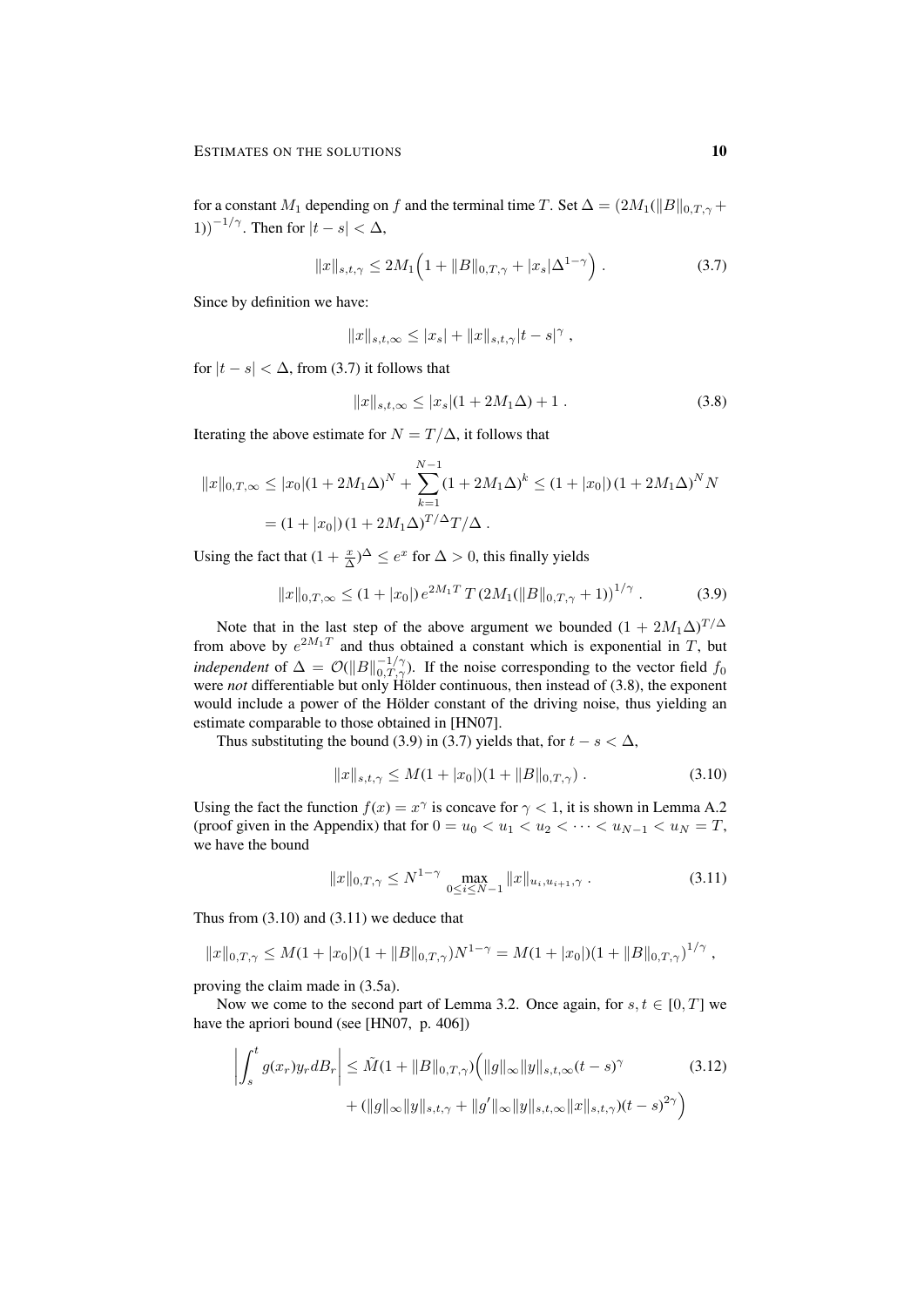for a constant $M_1$ depending on $f$ and the terminal time $T$. Set $\Delta = (2M_1(\|B\|_{0,T,\gamma} + 1))^{-1/\gamma}$. Then for $|t-s| < \Delta$,

$$\|x\|_{s,t,\gamma} \le 2M_1\Big(1 + \|B\|_{0,T,\gamma} + |x_s|\Delta^{1-\gamma}\Big) . \tag{3.7}$$

Since by definition we have:

$$\|x\|_{s,t,\infty} \le |x_s| + \|x\|_{s,t,\gamma}|t-s|^\gamma ,$$

for $|t-s| < \Delta$, from (3.7) it follows that

$$\|x\|_{s,t,\infty} \le |x_s|(1 + 2M_1\Delta) + 1 . \tag{3.8}$$

Iterating the above estimate for $N = T/\Delta$, it follows that

$$\begin{aligned}
\|x\|_{0,T,\infty} &\le |x_0|(1+2M_1\Delta)^N + \sum_{k=1}^{N-1}(1+2M_1\Delta)^k \le (1+|x_0|)\,(1+2M_1\Delta)^N N \\
&= (1+|x_0|)\,(1+2M_1\Delta)^{T/\Delta} T/\Delta .
\end{aligned}$$

Using the fact that $(1 + \frac{x}{\Delta})^\Delta \le e^x$ for $\Delta > 0$, this finally yields

$$\|x\|_{0,T,\infty} \le (1+|x_0|)\, e^{2M_1T}\, T\, (2M_1(\|B\|_{0,T,\gamma} + 1))^{1/\gamma} . \tag{3.9}$$

Note that in the last step of the above argument we bounded $(1 + 2M_1\Delta)^{T/\Delta}$ from above by $e^{2M_1T}$ and thus obtained a constant which is exponential in $T$, but *independent* of $\Delta = \mathcal{O}(\|B\|_{0,T,\gamma}^{-1/\gamma})$. If the noise corresponding to the vector field $f_0$ were *not* differentiable but only Hölder continuous, then instead of (3.8), the exponent would include a power of the Hölder constant of the driving noise, thus yielding an estimate comparable to those obtained in [HN07].

Thus substituting the bound (3.9) in (3.7) yields that, for $t - s < \Delta$,

$$\|x\|_{s,t,\gamma} \le M(1+|x_0|)(1+\|B\|_{0,T,\gamma}) . \tag{3.10}$$

Using the fact the function $f(x) = x^\gamma$ is concave for $\gamma < 1$, it is shown in Lemma A.2 (proof given in the Appendix) that for $0 = u_0 < u_1 < u_2 < \cdots < u_{N-1} < u_N = T$, we have the bound

$$\|x\|_{0,T,\gamma} \le N^{1-\gamma} \max_{0\le i\le N-1} \|x\|_{u_i,u_{i+1},\gamma} . \tag{3.11}$$

Thus from (3.10) and (3.11) we deduce that

$$\|x\|_{0,T,\gamma} \le M(1+|x_0|)(1+\|B\|_{0,T,\gamma})N^{1-\gamma} = M(1+|x_0|)(1+\|B\|_{0,T,\gamma})^{1/\gamma} ,$$

proving the claim made in (3.5a).

Now we come to the second part of Lemma 3.2. Once again, for $s,t \in [0,T]$ we have the apriori bound (see [HN07, p. 406])

$$\begin{aligned}
\left|\int_s^t g(x_r)y_r\,dB_r\right| \le \tilde{M}(1+\|B\|_{0,T,\gamma})\Big(&\|g\|_\infty\|y\|_{s,t,\infty}(t-s)^\gamma \\
&+ (\|g\|_\infty\|y\|_{s,t,\gamma} + \|g'\|_\infty\|y\|_{s,t,\infty}\|x\|_{s,t,\gamma})(t-s)^{2\gamma}\Big)
\end{aligned} \tag{3.12}$$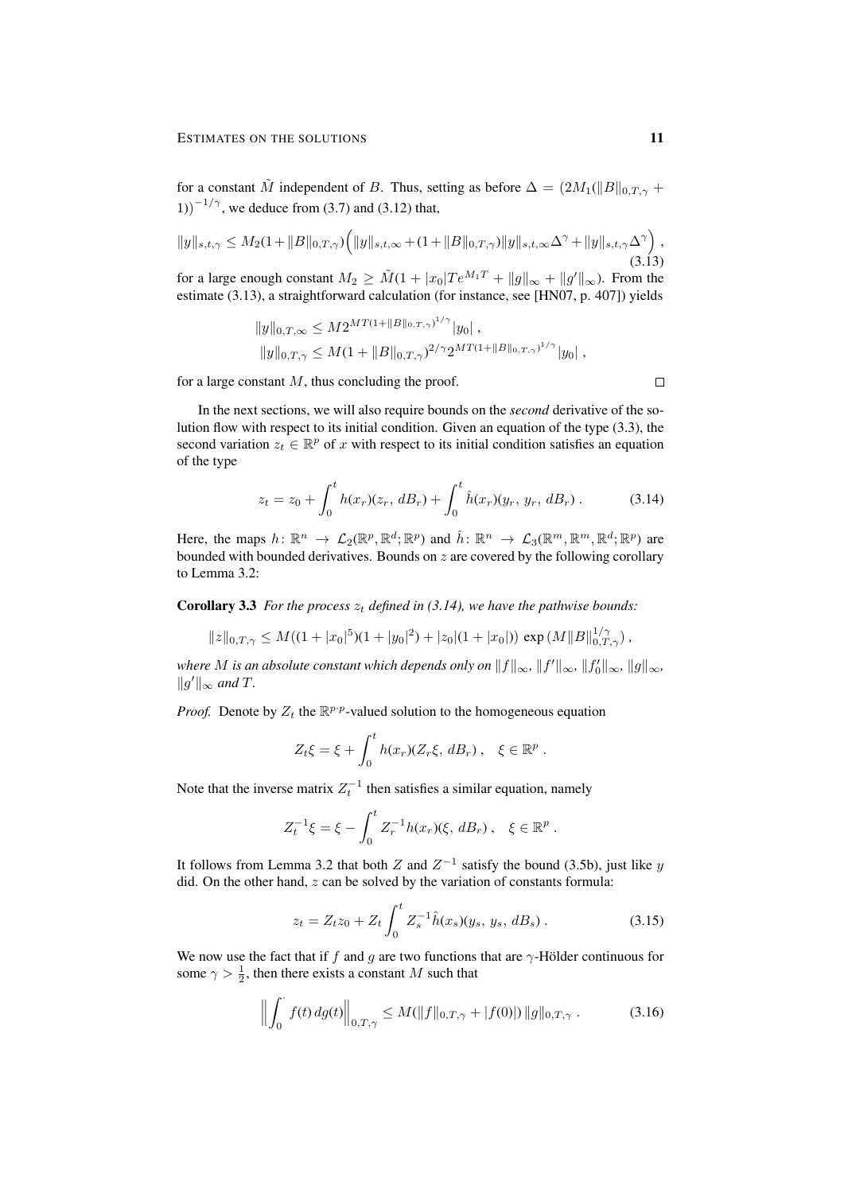for a constant $\tilde{M}$ independent of $B$. Thus, setting as before $\Delta = (2M_1(\|B\|_{0,T,\gamma} + 1))^{-1/\gamma}$, we deduce from (3.7) and (3.12) that,

$$\|y\|_{s,t,\gamma} \le M_2(1+\|B\|_{0,T,\gamma})\Big(\|y\|_{s,t,\infty} + (1+\|B\|_{0,T,\gamma})\|y\|_{s,t,\infty}\Delta^\gamma + \|y\|_{s,t,\gamma}\Delta^\gamma\Big)\,, \tag{3.13}$$

for a large enough constant $M_2 \ge \tilde{M}(1 + |x_0|Te^{M_1T} + \|g\|_\infty + \|g'\|_\infty)$. From the estimate (3.13), a straightforward calculation (for instance, see [HN07, p. 407]) yields

$$\begin{aligned}
\|y\|_{0,T,\infty} &\le M2^{MT(1+\|B\|_{0,T,\gamma})^{1/\gamma}}|y_0|\,,\\
\|y\|_{0,T,\gamma} &\le M(1+\|B\|_{0,T,\gamma})^{2/\gamma}2^{MT(1+\|B\|_{0,T,\gamma})^{1/\gamma}}|y_0|\,,
\end{aligned}$$

for a large constant $M$, thus concluding the proof. □

In the next sections, we will also require bounds on the *second* derivative of the solution flow with respect to its initial condition. Given an equation of the type (3.3), the second variation $z_t \in \mathbb{R}^p$ of $x$ with respect to its initial condition satisfies an equation of the type

$$z_t = z_0 + \int_0^t h(x_r)(z_r,\, dB_r) + \int_0^t \hat{h}(x_r)(y_r,\, y_r,\, dB_r)\,. \tag{3.14}$$

Here, the maps $h\colon \mathbb{R}^n \to \mathcal{L}_2(\mathbb{R}^p, \mathbb{R}^d; \mathbb{R}^p)$ and $\hat{h}\colon \mathbb{R}^n \to \mathcal{L}_3(\mathbb{R}^m, \mathbb{R}^m, \mathbb{R}^d; \mathbb{R}^p)$ are bounded with bounded derivatives. Bounds on $z$ are covered by the following corollary to Lemma 3.2:

**Corollary 3.3** *For the process $z_t$ defined in (3.14), we have the pathwise bounds:*

$$\|z\|_{0,T,\gamma} \le M((1+|x_0|^5)(1+|y_0|^2) + |z_0|(1+|x_0|))\,\exp\big(M\|B\|_{0,T,\gamma}^{1/\gamma}\big)\,,$$

*where $M$ is an absolute constant which depends only on $\|f\|_\infty$, $\|f'\|_\infty$, $\|f_0'\|_\infty$, $\|g\|_\infty$, $\|g'\|_\infty$ and $T$.*

*Proof.* Denote by $Z_t$ the $\mathbb{R}^{p\cdot p}$-valued solution to the homogeneous equation

$$Z_t\xi = \xi + \int_0^t h(x_r)(Z_r\xi,\, dB_r)\,,\quad \xi \in \mathbb{R}^p\,.$$

Note that the inverse matrix $Z_t^{-1}$ then satisfies a similar equation, namely

$$Z_t^{-1}\xi = \xi - \int_0^t Z_r^{-1}h(x_r)(\xi,\, dB_r)\,,\quad \xi \in \mathbb{R}^p\,.$$

It follows from Lemma 3.2 that both $Z$ and $Z^{-1}$ satisfy the bound (3.5b), just like $y$ did. On the other hand, $z$ can be solved by the variation of constants formula:

$$z_t = Z_tz_0 + Z_t\int_0^t Z_s^{-1}\hat{h}(x_s)(y_s,\, y_s,\, dB_s)\,. \tag{3.15}$$

We now use the fact that if $f$ and $g$ are two functions that are $\gamma$-Hölder continuous for some $\gamma > \frac{1}{2}$, then there exists a constant $M$ such that

$$\Big\|\int_0^\cdot f(t)\,dg(t)\Big\|_{0,T,\gamma} \le M(\|f\|_{0,T,\gamma} + |f(0)|)\,\|g\|_{0,T,\gamma}\,. \tag{3.16}$$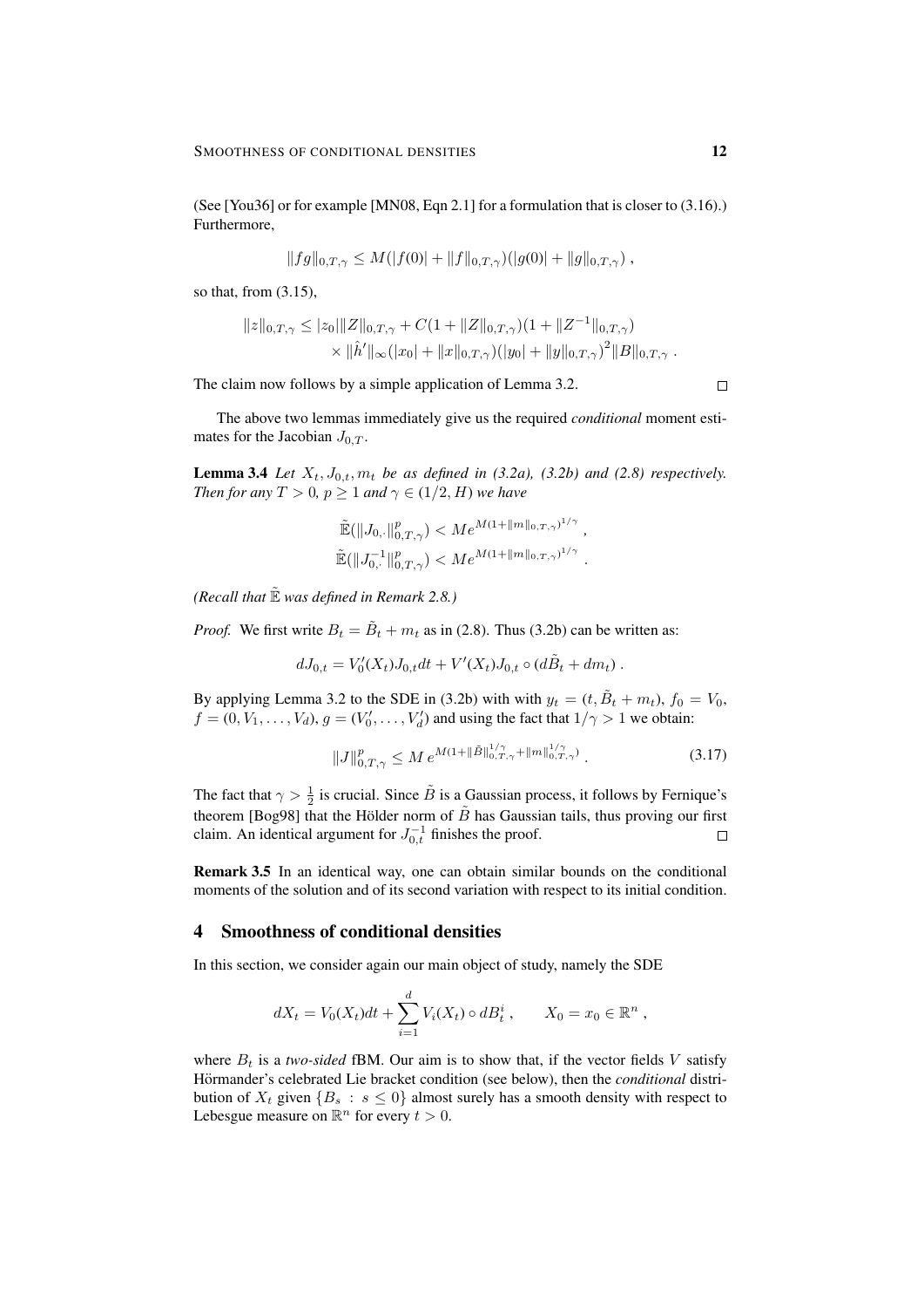(See [You36] or for example [MN08, Eqn 2.1] for a formulation that is closer to (3.16).) Furthermore,

$$\|fg\|_{0,T,\gamma} \le M(|f(0)| + \|f\|_{0,T,\gamma})(|g(0)| + \|g\|_{0,T,\gamma}) ,$$

so that, from (3.15),

$$\|z\|_{0,T,\gamma} \le |z_0| \|Z\|_{0,T,\gamma} + C(1 + \|Z\|_{0,T,\gamma})(1 + \|Z^{-1}\|_{0,T,\gamma}) \times \|\hat{h}'\|_\infty (|x_0| + \|x\|_{0,T,\gamma})(|y_0| + \|y\|_{0,T,\gamma})^2 \|B\|_{0,T,\gamma} .$$

The claim now follows by a simple application of Lemma 3.2. $\square$

The above two lemmas immediately give us the required *conditional* moment estimates for the Jacobian $J_{0,T}$.

**Lemma 3.4** *Let $X_t, J_{0,t}, m_t$ be as defined in (3.2a), (3.2b) and (2.8) respectively. Then for any $T > 0$, $p \ge 1$ and $\gamma \in (1/2, H)$ we have*

$$\tilde{\mathbb{E}}(\|J_{0,\cdot}\|^p_{0,T,\gamma}) < M e^{M(1+\|m\|_{0,T,\gamma})^{1/\gamma}} ,$$

$$\tilde{\mathbb{E}}(\|J^{-1}_{0,\cdot}\|^p_{0,T,\gamma}) < M e^{M(1+\|m\|_{0,T,\gamma})^{1/\gamma}} .$$

*(Recall that $\tilde{\mathbb{E}}$ was defined in Remark 2.8.)*

*Proof.* We first write $B_t = \tilde{B}_t + m_t$ as in (2.8). Thus (3.2b) can be written as:

$$dJ_{0,t} = V_0'(X_t) J_{0,t} dt + V'(X_t) J_{0,t} \circ (d\tilde{B}_t + dm_t) .$$

By applying Lemma 3.2 to the SDE in (3.2b) with with $y_t = (t, \tilde{B}_t + m_t)$, $f_0 = V_0$, $f = (0, V_1, \ldots, V_d)$, $g = (V_0', \ldots, V_d')$ and using the fact that $1/\gamma > 1$ we obtain:

$$\|J\|^p_{0,T,\gamma} \le M \, e^{M(1+\|\tilde{B}\|^{1/\gamma}_{0,T,\gamma} + \|m\|^{1/\gamma}_{0,T,\gamma})} . \tag{3.17}$$

The fact that $\gamma > \frac{1}{2}$ is crucial. Since $\tilde{B}$ is a Gaussian process, it follows by Fernique's theorem [Bog98] that the Hölder norm of $\tilde{B}$ has Gaussian tails, thus proving our first claim. An identical argument for $J^{-1}_{0,t}$ finishes the proof. $\square$

**Remark 3.5** In an identical way, one can obtain similar bounds on the conditional moments of the solution and of its second variation with respect to its initial condition.

## 4 Smoothness of conditional densities

In this section, we consider again our main object of study, namely the SDE

$$dX_t = V_0(X_t)dt + \sum_{i=1}^{d} V_i(X_t) \circ dB^i_t , \qquad X_0 = x_0 \in \mathbb{R}^n ,$$

where $B_t$ is a *two-sided* fBM. Our aim is to show that, if the vector fields $V$ satisfy Hörmander's celebrated Lie bracket condition (see below), then the *conditional* distribution of $X_t$ given $\{B_s \, : \, s \le 0\}$ almost surely has a smooth density with respect to Lebesgue measure on $\mathbb{R}^n$ for every $t > 0$.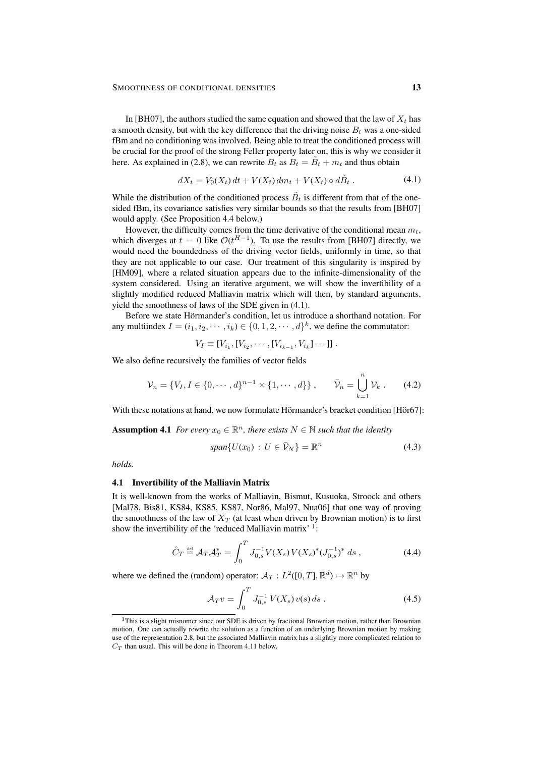In [BH07], the authors studied the same equation and showed that the law of $X_t$ has a smooth density, but with the key difference that the driving noise $B_t$ was a one-sided fBm and no conditioning was involved. Being able to treat the conditioned process will be crucial for the proof of the strong Feller property later on, this is why we consider it here. As explained in (2.8), we can rewrite $B_t$ as $B_t = \tilde{B}_t + m_t$ and thus obtain

$$dX_t = V_0(X_t)\,dt + V(X_t)\,dm_t + V(X_t) \circ d\tilde{B}_t \;. \tag{4.1}$$

While the distribution of the conditioned process $\tilde{B}_t$ is different from that of the one-sided fBm, its covariance satisfies very similar bounds so that the results from [BH07] would apply. (See Proposition 4.4 below.)

However, the difficulty comes from the time derivative of the conditional mean $m_t$, which diverges at $t = 0$ like $\mathcal{O}(t^{H-1})$. To use the results from [BH07] directly, we would need the boundedness of the driving vector fields, uniformly in time, so that they are not applicable to our case. Our treatment of this singularity is inspired by [HM09], where a related situation appears due to the infinite-dimensionality of the system considered. Using an iterative argument, we will show the invertibility of a slightly modified reduced Malliavin matrix which will then, by standard arguments, yield the smoothness of laws of the SDE given in (4.1).

Before we state Hörmander's condition, let us introduce a shorthand notation. For any multiindex $I = (i_1, i_2, \cdots, i_k) \in \{0, 1, 2, \cdots, d\}^k$, we define the commutator:

$$V_I \equiv [V_{i_1}, [V_{i_2}, \cdots, [V_{i_{k-1}}, V_{i_k}] \cdots]] \;.$$

We also define recursively the families of vector fields

$$\mathcal{V}_n = \{V_I, I \in \{0, \cdots, d\}^{n-1} \times \{1, \cdots, d\}\} \;, \qquad \bar{\mathcal{V}}_n = \bigcup_{k=1}^{n} \mathcal{V}_k \;. \tag{4.2}$$

With these notations at hand, we now formulate Hörmander's bracket condition [Hör67]:

**Assumption 4.1** *For every $x_0 \in \mathbb{R}^n$, there exists $N \in \mathbb{N}$ such that the identity*

$$\mathrm{span}\{U(x_0) \,:\, U \in \bar{\mathcal{V}}_N\} = \mathbb{R}^n \tag{4.3}$$

*holds.*

### 4.1 Invertibility of the Malliavin Matrix

It is well-known from the works of Malliavin, Bismut, Kusuoka, Stroock and others [Mal78, Bis81, KS84, KS85, KS87, Nor86, Mal97, Nua06] that one way of proving the smoothness of the law of $X_T$ (at least when driven by Brownian motion) is to first show the invertibility of the 'reduced Malliavin matrix' [1]:

$$\hat{C}_T \stackrel{\text{def}}{=} \mathcal{A}_T \mathcal{A}_T^* = \int_0^T J_{0,s}^{-1} V(X_s)\, V(X_s)^* (J_{0,s}^{-1})^* \, ds \;, \tag{4.4}$$

where we defined the (random) operator: $\mathcal{A}_T : L^2([0,T], \mathbb{R}^d) \mapsto \mathbb{R}^n$ by

$$\mathcal{A}_T v = \int_0^T J_{0,s}^{-1}\, V(X_s)\, v(s)\, ds \;. \tag{4.5}$$

[1] This is a slight misnomer since our SDE is driven by fractional Brownian motion, rather than Brownian motion. One can actually rewrite the solution as a function of an underlying Brownian motion by making use of the representation 2.8, but the associated Malliavin matrix has a slightly more complicated relation to $C_T$ than usual. This will be done in Theorem 4.11 below.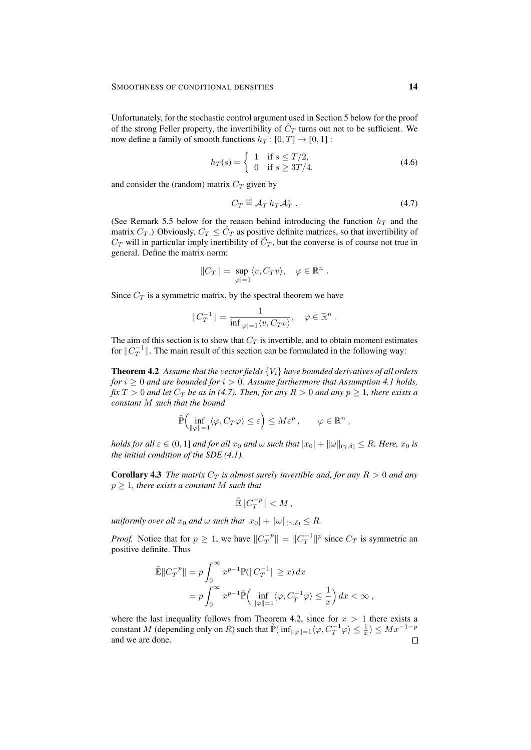Unfortunately, for the stochastic control argument used in Section 5 below for the proof of the strong Feller property, the invertibility of $\hat{C}_T$ turns out not to be sufficient. We now define a family of smooth functions $h_T \colon [0,T] \to [0,1]$ :

$$h_T(s) = \begin{cases} 1 & \text{if } s \leq T/2, \\ 0 & \text{if } s \geq 3T/4. \end{cases} \tag{4.6}$$

and consider the (random) matrix $C_T$ given by

$$C_T \stackrel{\text{def}}{=} \mathcal{A}_T \, h_T \mathcal{A}_T^* \ . \tag{4.7}$$

(See Remark 5.5 below for the reason behind introducing the function $h_T$ and the matrix $C_T$.) Obviously, $C_T \leq \hat{C}_T$ as positive definite matrices, so that invertibility of $C_T$ will in particular imply inertibility of $\hat{C}_T$, but the converse is of course not true in general. Define the matrix norm:

$$\|C_T\| = \sup_{|\varphi|=1} \langle v, C_T v \rangle, \quad \varphi \in \mathbb{R}^n \ .$$

Since $C_T$ is a symmetric matrix, by the spectral theorem we have

$$\|C_T^{-1}\| = \frac{1}{\inf_{|\varphi|=1} \langle v, C_T v \rangle}, \quad \varphi \in \mathbb{R}^n \ .$$

The aim of this section is to show that $C_T$ is invertible, and to obtain moment estimates for $\|C_T^{-1}\|$. The main result of this section can be formulated in the following way:

**Theorem 4.2** *Assume that the vector fields $\{V_i\}$ have bounded derivatives of all orders for $i \geq 0$ and are bounded for $i > 0$. Assume furthermore that Assumption 4.1 holds, fix $T > 0$ and let $C_T$ be as in (4.7). Then, for any $R > 0$ and any $p \geq 1$, there exists a constant $M$ such that the bound*

$$\tilde{\mathbb{P}}\Big( \inf_{\|\varphi\|=1} \langle \varphi, C_T \varphi \rangle \leq \varepsilon \Big) \leq M \varepsilon^p \ , \qquad \varphi \in \mathbb{R}^n \ ,$$

*holds for all $\varepsilon \in (0,1]$ and for all $x_0$ and $\omega$ such that $|x_0| + \|\omega\|_{(\gamma,\delta)} \leq R$. Here, $x_0$ is the initial condition of the SDE (4.1).*

**Corollary 4.3** *The matrix $C_T$ is almost surely invertible and, for any $R > 0$ and any $p \geq 1$, there exists a constant $M$ such that*

$$\tilde{\mathbb{E}} \|C_T^{-p}\| < M \ ,$$

*uniformly over all $x_0$ and $\omega$ such that $|x_0| + \|\omega\|_{(\gamma,\delta)} \leq R$.*

*Proof.* Notice that for $p \geq 1$, we have $\|C_T^{-p}\| = \|C_T^{-1}\|^p$ since $C_T$ is symmetric an positive definite. Thus

$$\begin{aligned} \tilde{\mathbb{E}} \|C_T^{-p}\| &= p \int_0^\infty x^{p-1} \mathbb{P}(\|C_T^{-1}\| \geq x) \, dx \\ &= p \int_0^\infty x^{p-1} \tilde{\mathbb{P}}\Big( \inf_{\|\varphi\|=1} \langle \varphi, C_T^{-1} \varphi \rangle \leq \frac{1}{x} \Big) \, dx < \infty \ , \end{aligned}$$

where the last inequality follows from Theorem 4.2, since for $x > 1$ there exists a constant $M$ (depending only on $R$) such that $\tilde{\mathbb{P}}( \inf_{\|\varphi\|=1} \langle \varphi, C_T^{-1} \varphi \rangle \leq \frac{1}{x}) \leq M x^{-1-p}$ and we are done. $\square$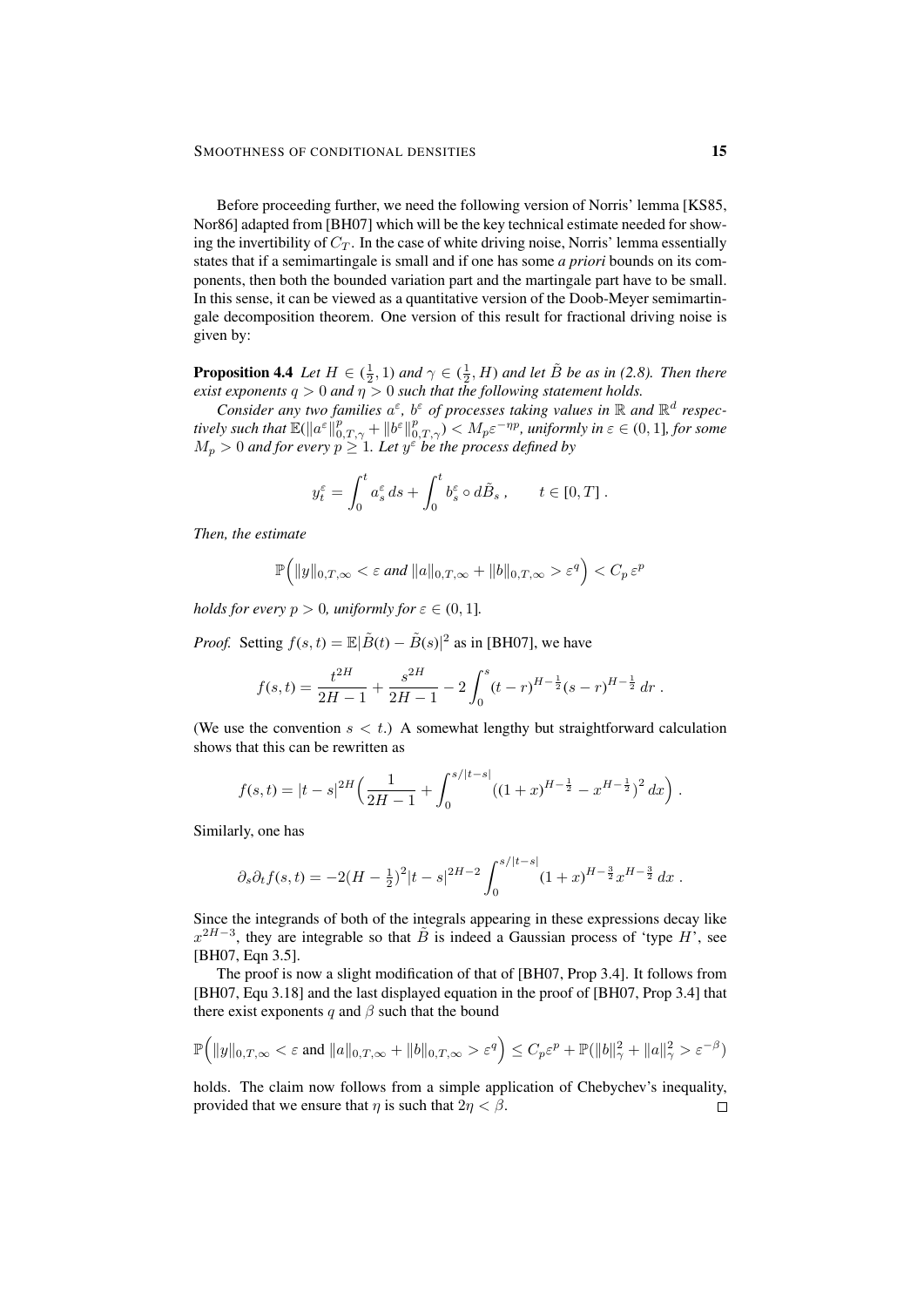Before proceeding further, we need the following version of Norris' lemma [KS85, Nor86] adapted from [BH07] which will be the key technical estimate needed for showing the invertibility of $C_T$. In the case of white driving noise, Norris' lemma essentially states that if a semimartingale is small and if one has some *a priori* bounds on its components, then both the bounded variation part and the martingale part have to be small. In this sense, it can be viewed as a quantitative version of the Doob-Meyer semimartingale decomposition theorem. One version of this result for fractional driving noise is given by:

**Proposition 4.4** *Let $H \in (\frac{1}{2}, 1)$ and $\gamma \in (\frac{1}{2}, H)$ and let $\tilde{B}$ be as in (2.8). Then there exist exponents $q > 0$ and $\eta > 0$ such that the following statement holds.*

*Consider any two families $a^\varepsilon$, $b^\varepsilon$ of processes taking values in $\mathbb{R}$ and $\mathbb{R}^d$ respectively such that $\mathbb{E}(\|a^\varepsilon\|_{0,T,\gamma}^p + \|b^\varepsilon\|_{0,T,\gamma}^p) < M_p \varepsilon^{-\eta p}$, uniformly in $\varepsilon \in (0, 1]$, for some $M_p > 0$ and for every $p \geq 1$. Let $y^\varepsilon$ be the process defined by*

$$
y_t^\varepsilon = \int_0^t a_s^\varepsilon \, ds + \int_0^t b_s^\varepsilon \circ d\tilde{B}_s \, , \qquad t \in [0, T] \, .
$$

*Then, the estimate*

$$
\mathbb{P}\Big( \|y\|_{0,T,\infty} < \varepsilon \text{ and } \|a\|_{0,T,\infty} + \|b\|_{0,T,\infty} > \varepsilon^q \Big) < C_p \, \varepsilon^p
$$

*holds for every $p > 0$, uniformly for $\varepsilon \in (0, 1]$.*

*Proof.* Setting $f(s,t) = \mathbb{E}|\tilde{B}(t) - \tilde{B}(s)|^2$ as in [BH07], we have

$$
f(s,t) = \frac{t^{2H}}{2H-1} + \frac{s^{2H}}{2H-1} - 2 \int_0^s (t-r)^{H-\frac{1}{2}} (s-r)^{H-\frac{1}{2}} \, dr \, .
$$

(We use the convention $s < t$.) A somewhat lengthy but straightforward calculation shows that this can be rewritten as

$$
f(s,t) = |t-s|^{2H} \Big( \frac{1}{2H-1} + \int_0^{s/|t-s|} ((1+x)^{H-\frac{1}{2}} - x^{H-\frac{1}{2}})^2 \, dx \Big) \, .
$$

Similarly, one has

$$
\partial_s \partial_t f(s,t) = -2(H - \tfrac{1}{2})^2 |t-s|^{2H-2} \int_0^{s/|t-s|} (1+x)^{H-\frac{3}{2}} x^{H-\frac{3}{2}} \, dx \, .
$$

Since the integrands of both of the integrals appearing in these expressions decay like $x^{2H-3}$, they are integrable so that $\tilde{B}$ is indeed a Gaussian process of 'type $H$', see [BH07, Eqn 3.5].

The proof is now a slight modification of that of [BH07, Prop 3.4]. It follows from [BH07, Equ 3.18] and the last displayed equation in the proof of [BH07, Prop 3.4] that there exist exponents $q$ and $\beta$ such that the bound

$$
\mathbb{P}\Big( \|y\|_{0,T,\infty} < \varepsilon \text{ and } \|a\|_{0,T,\infty} + \|b\|_{0,T,\infty} > \varepsilon^q \Big) \leq C_p \varepsilon^p + \mathbb{P}(\|b\|_\gamma^2 + \|a\|_\gamma^2 > \varepsilon^{-\beta})
$$

holds. The claim now follows from a simple application of Chebychev's inequality, provided that we ensure that $\eta$ is such that $2\eta < \beta$. $\square$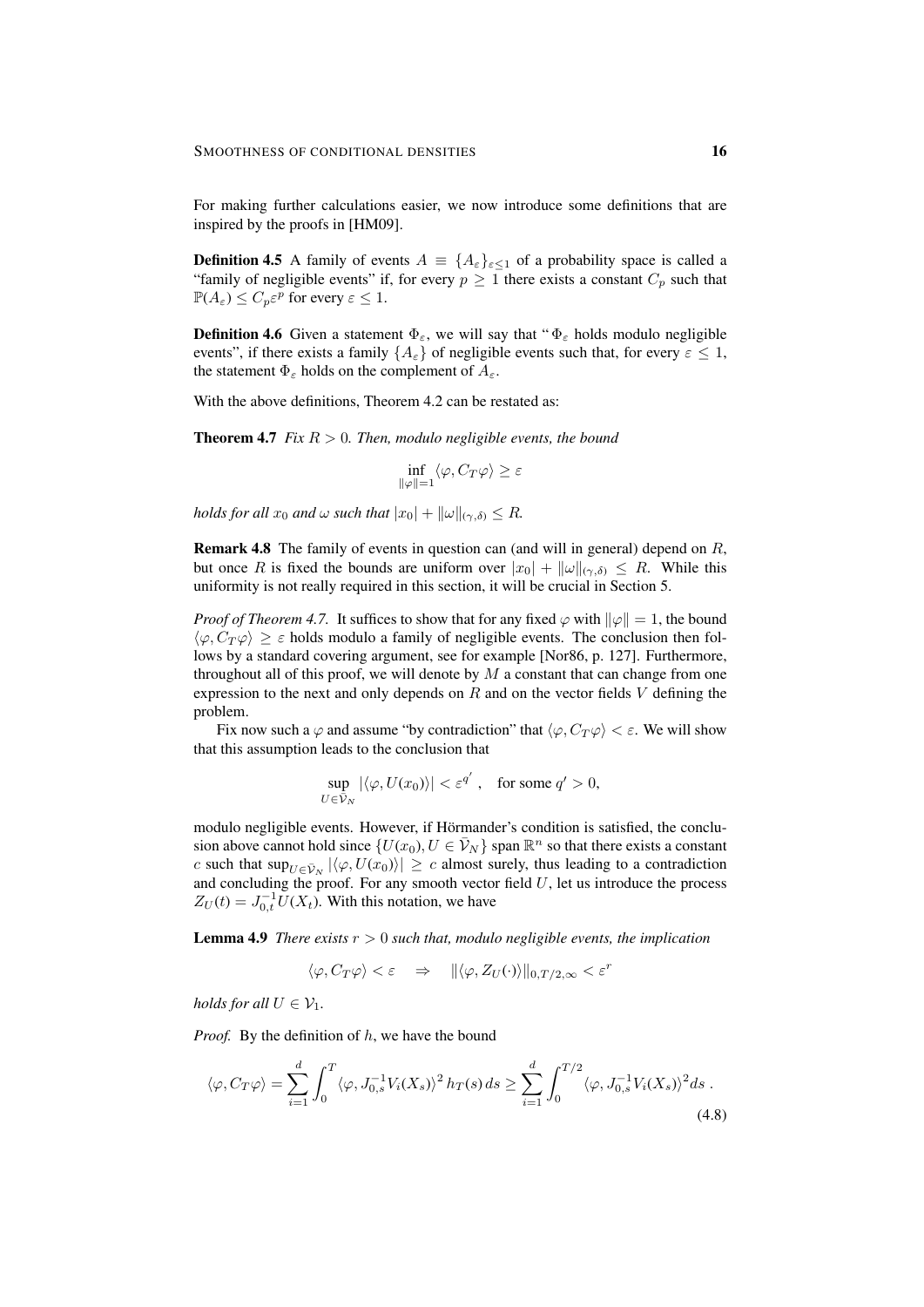For making further calculations easier, we now introduce some definitions that are inspired by the proofs in [HM09].

**Definition 4.5** A family of events $A \equiv \{A_\varepsilon\}_{\varepsilon \le 1}$ of a probability space is called a "family of negligible events" if, for every $p \ge 1$ there exists a constant $C_p$ such that $\mathbb{P}(A_\varepsilon) \le C_p \varepsilon^p$ for every $\varepsilon \le 1$.

**Definition 4.6** Given a statement $\Phi_\varepsilon$, we will say that "$\Phi_\varepsilon$ holds modulo negligible events", if there exists a family $\{A_\varepsilon\}$ of negligible events such that, for every $\varepsilon \le 1$, the statement $\Phi_\varepsilon$ holds on the complement of $A_\varepsilon$.

With the above definitions, Theorem 4.2 can be restated as:

**Theorem 4.7** *Fix $R > 0$. Then, modulo negligible events, the bound*

$$\inf_{\|\varphi\|=1} \langle \varphi, C_T \varphi \rangle \ge \varepsilon$$

*holds for all $x_0$ and $\omega$ such that $|x_0| + \|\omega\|_{(\gamma,\delta)} \le R$.*

**Remark 4.8** The family of events in question can (and will in general) depend on $R$, but once $R$ is fixed the bounds are uniform over $|x_0| + \|\omega\|_{(\gamma,\delta)} \le R$. While this uniformity is not really required in this section, it will be crucial in Section 5.

*Proof of Theorem 4.7.* It suffices to show that for any fixed $\varphi$ with $\|\varphi\| = 1$, the bound $\langle \varphi, C_T \varphi \rangle \ge \varepsilon$ holds modulo a family of negligible events. The conclusion then follows by a standard covering argument, see for example [Nor86, p. 127]. Furthermore, throughout all of this proof, we will denote by $M$ a constant that can change from one expression to the next and only depends on $R$ and on the vector fields $V$ defining the problem.

Fix now such a $\varphi$ and assume "by contradiction" that $\langle \varphi, C_T \varphi \rangle < \varepsilon$. We will show that this assumption leads to the conclusion that

$$\sup_{U \in \bar{\mathcal{V}}_N} |\langle \varphi, U(x_0) \rangle| < \varepsilon^{q'}, \quad \text{for some } q' > 0,$$

modulo negligible events. However, if Hörmander's condition is satisfied, the conclusion above cannot hold since $\{U(x_0), U \in \bar{\mathcal{V}}_N\}$ span $\mathbb{R}^n$ so that there exists a constant $c$ such that $\sup_{U \in \bar{\mathcal{V}}_N} |\langle \varphi, U(x_0) \rangle| \ge c$ almost surely, thus leading to a contradiction and concluding the proof. For any smooth vector field $U$, let us introduce the process $Z_U(t) = J_{0,t}^{-1} U(X_t)$. With this notation, we have

**Lemma 4.9** *There exists $r > 0$ such that, modulo negligible events, the implication*

$$\langle \varphi, C_T \varphi \rangle < \varepsilon \quad \Rightarrow \quad \|\langle \varphi, Z_U(\cdot) \rangle\|_{0,T/2,\infty} < \varepsilon^r$$

*holds for all $U \in \mathcal{V}_1$.*

*Proof.* By the definition of $h$, we have the bound

$$\langle \varphi, C_T \varphi \rangle = \sum_{i=1}^{d} \int_0^T \langle \varphi, J_{0,s}^{-1} V_i(X_s) \rangle^2 \, h_T(s) \, ds \ge \sum_{i=1}^{d} \int_0^{T/2} \langle \varphi, J_{0,s}^{-1} V_i(X_s) \rangle^2 ds \,. \tag{4.8}$$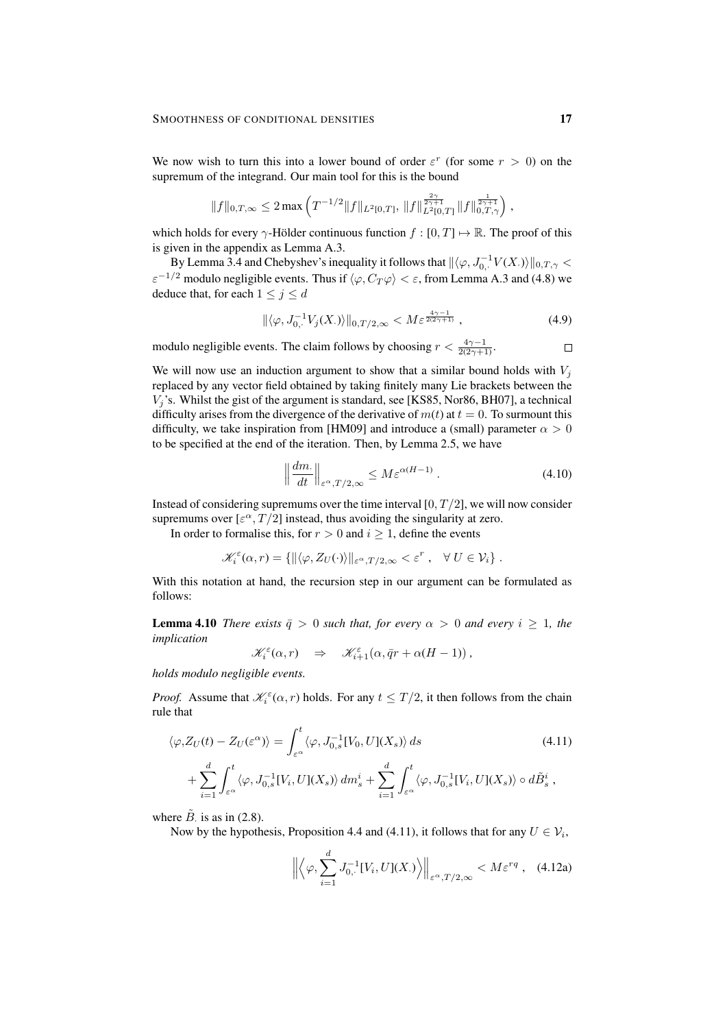We now wish to turn this into a lower bound of order $\varepsilon^r$ (for some $r > 0$) on the supremum of the integrand. Our main tool for this is the bound

$$\|f\|_{0,T,\infty} \le 2\max\Big(T^{-1/2}\|f\|_{L^2[0,T]},\ \|f\|_{L^2[0,T]}^{\frac{2\gamma}{2\gamma+1}}\|f\|_{0,T,\gamma}^{\frac{1}{2\gamma+1}}\Big)\,,$$

which holds for every $\gamma$-Hölder continuous function $f : [0,T] \mapsto \mathbb{R}$. The proof of this is given in the appendix as Lemma A.3.

By Lemma 3.4 and Chebyshev's inequality it follows that $\|\langle\varphi, J_{0,\cdot}^{-1}V(X_\cdot)\rangle\|_{0,T,\gamma} < \varepsilon^{-1/2}$ modulo negligible events. Thus if $\langle\varphi, C_T\varphi\rangle < \varepsilon$, from Lemma A.3 and (4.8) we deduce that, for each $1 \le j \le d$

$$\|\langle\varphi, J_{0,\cdot}^{-1}V_j(X_\cdot)\rangle\|_{0,T/2,\infty} < M\varepsilon^{\frac{4\gamma-1}{2(2\gamma+1)}}\,, \tag{4.9}$$

modulo negligible events. The claim follows by choosing $r < \frac{4\gamma-1}{2(2\gamma+1)}$. $\square$

We will now use an induction argument to show that a similar bound holds with $V_j$ replaced by any vector field obtained by taking finitely many Lie brackets between the $V_j$'s. Whilst the gist of the argument is standard, see [KS85, Nor86, BH07], a technical difficulty arises from the divergence of the derivative of $m(t)$ at $t = 0$. To surmount this difficulty, we take inspiration from [HM09] and introduce a (small) parameter $\alpha > 0$ to be specified at the end of the iteration. Then, by Lemma 2.5, we have

$$\Big\|\frac{dm_\cdot}{dt}\Big\|_{\varepsilon^\alpha,T/2,\infty} \le M\varepsilon^{\alpha(H-1)}\,. \tag{4.10}$$

Instead of considering supremums over the time interval $[0,T/2]$, we will now consider supremums over $[\varepsilon^\alpha, T/2]$ instead, thus avoiding the singularity at zero.

In order to formalise this, for $r > 0$ and $i \ge 1$, define the events

$$\mathscr{K}_i^\varepsilon(\alpha, r) = \{\|\langle\varphi, Z_U(\cdot)\rangle\|_{\varepsilon^\alpha,T/2,\infty} < \varepsilon^r\,,\quad \forall\, U \in \mathcal{V}_i\}\,.$$

With this notation at hand, the recursion step in our argument can be formulated as follows:

**Lemma 4.10** *There exists $\bar q > 0$ such that, for every $\alpha > 0$ and every $i \ge 1$, the implication*

$$\mathscr{K}_i^\varepsilon(\alpha, r) \quad \Rightarrow \quad \mathscr{K}_{i+1}^\varepsilon(\alpha, \bar q r + \alpha(H-1))\,,$$

*holds modulo negligible events.*

*Proof.* Assume that $\mathscr{K}_i^\varepsilon(\alpha, r)$ holds. For any $t \le T/2$, it then follows from the chain rule that

$$\begin{aligned}\langle\varphi, Z_U(t) - Z_U(\varepsilon^\alpha)\rangle &= \int_{\varepsilon^\alpha}^t \langle\varphi, J_{0,s}^{-1}[V_0, U](X_s)\rangle\,ds \\ &+ \sum_{i=1}^d \int_{\varepsilon^\alpha}^t \langle\varphi, J_{0,s}^{-1}[V_i, U](X_s)\rangle\,dm_s^i + \sum_{i=1}^d \int_{\varepsilon^\alpha}^t \langle\varphi, J_{0,s}^{-1}[V_i, U](X_s)\rangle \circ d\tilde B_s^i\,,\end{aligned} \tag{4.11}$$

where $\tilde B_\cdot$ is as in (2.8).

Now by the hypothesis, Proposition 4.4 and (4.11), it follows that for any $U \in \mathcal{V}_i$,

$$\Big\|\Big\langle\varphi, \sum_{i=1}^d J_{0,\cdot}^{-1}[V_i, U](X_\cdot)\Big\rangle\Big\|_{\varepsilon^\alpha,T/2,\infty} < M\varepsilon^{rq}\,, \tag{4.12a}$$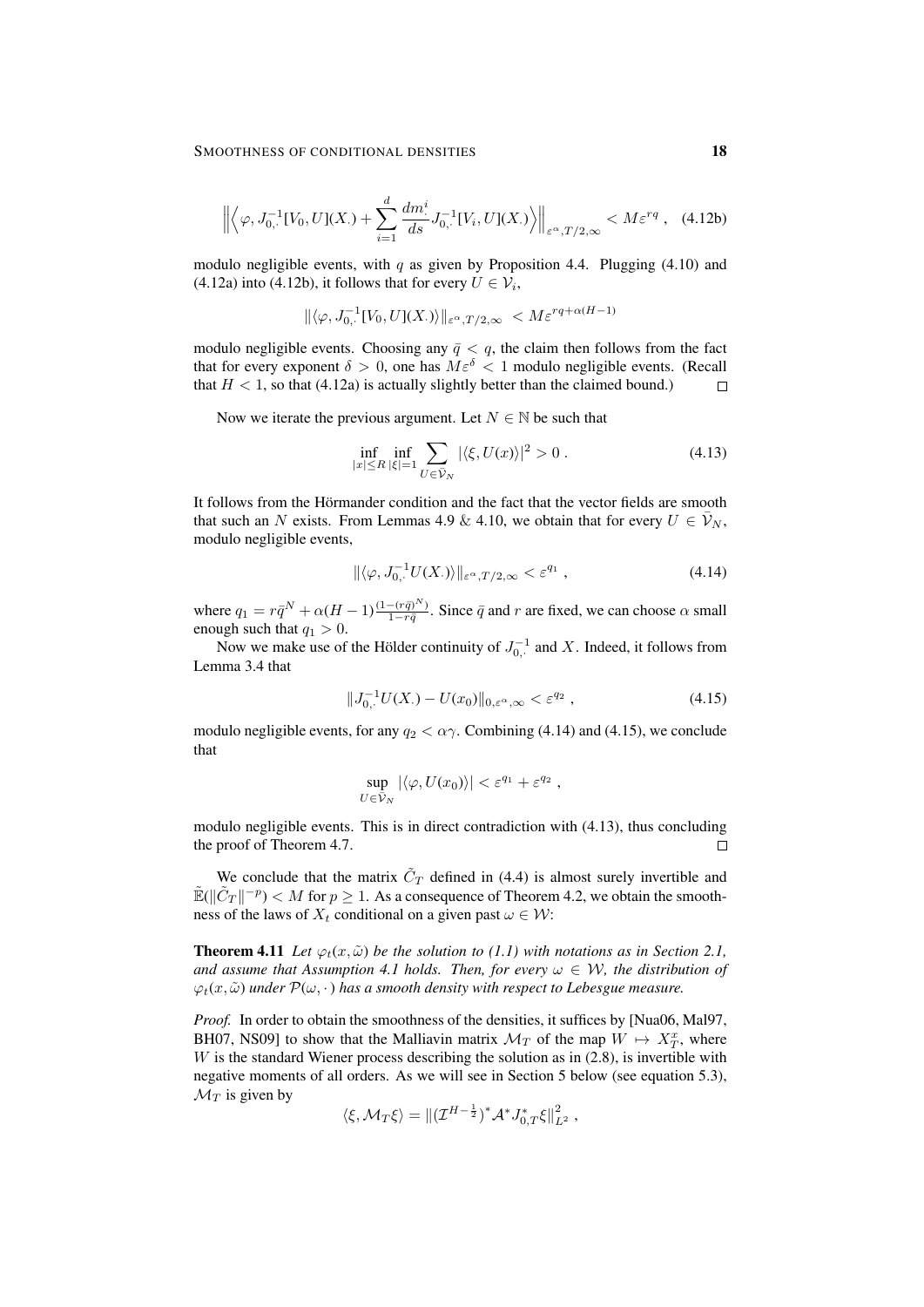$$\Big\| \Big\langle \varphi, J_{0,\cdot}^{-1}[V_0, U](X_\cdot) + \sum_{i=1}^{d} \frac{dm_\cdot^i}{ds} J_{0,\cdot}^{-1}[V_i, U](X_\cdot) \Big\rangle \Big\|_{\varepsilon^\alpha, T/2, \infty} < M\varepsilon^{rq} \;, \quad \text{(4.12b)}$$

modulo negligible events, with $q$ as given by Proposition 4.4. Plugging (4.10) and (4.12a) into (4.12b), it follows that for every $U \in \mathcal{V}_i$,

$$\|\langle \varphi, J_{0,\cdot}^{-1}[V_0, U](X_\cdot)\rangle\|_{\varepsilon^\alpha, T/2, \infty} < M\varepsilon^{rq + \alpha(H-1)}$$

modulo negligible events. Choosing any $\bar{q} < q$, the claim then follows from the fact that for every exponent $\delta > 0$, one has $M\varepsilon^\delta < 1$ modulo negligible events. (Recall that $H < 1$, so that (4.12a) is actually slightly better than the claimed bound.) $\square$

Now we iterate the previous argument. Let $N \in \mathbb{N}$ be such that

$$\inf_{|x| \le R} \inf_{|\xi|=1} \sum_{U \in \tilde{\mathcal{V}}_N} |\langle \xi, U(x)\rangle|^2 > 0 \;. \tag{4.13}$$

It follows from the Hörmander condition and the fact that the vector fields are smooth that such an $N$ exists. From Lemmas 4.9 & 4.10, we obtain that for every $U \in \tilde{\mathcal{V}}_N$, modulo negligible events,

$$\|\langle \varphi, J_{0,\cdot}^{-1} U(X_\cdot)\rangle\|_{\varepsilon^\alpha, T/2, \infty} < \varepsilon^{q_1} \;, \tag{4.14}$$

where $q_1 = r\bar{q}^N + \alpha(H-1)\frac{(1-(r\bar{q})^N)}{1-r\bar{q}}$. Since $\bar{q}$ and $r$ are fixed, we can choose $\alpha$ small enough such that $q_1 > 0$.

Now we make use of the Hölder continuity of $J_{0,\cdot}^{-1}$ and $X$. Indeed, it follows from Lemma 3.4 that

$$\|J_{0,\cdot}^{-1} U(X_\cdot) - U(x_0)\|_{0, \varepsilon^\alpha, \infty} < \varepsilon^{q_2} \;, \tag{4.15}$$

modulo negligible events, for any $q_2 < \alpha\gamma$. Combining (4.14) and (4.15), we conclude that

$$\sup_{U \in \tilde{\mathcal{V}}_N} |\langle \varphi, U(x_0)\rangle| < \varepsilon^{q_1} + \varepsilon^{q_2} \;,$$

modulo negligible events. This is in direct contradiction with (4.13), thus concluding the proof of Theorem 4.7. $\square$

We conclude that the matrix $\tilde{C}_T$ defined in (4.4) is almost surely invertible and $\tilde{\mathbb{E}}(\|\tilde{C}_T\|^{-p}) < M$ for $p \ge 1$. As a consequence of Theorem 4.2, we obtain the smoothness of the laws of $X_t$ conditional on a given past $\omega \in \mathcal{W}$:

**Theorem 4.11** *Let $\varphi_t(x, \tilde{\omega})$ be the solution to (1.1) with notations as in Section 2.1, and assume that Assumption 4.1 holds. Then, for every $\omega \in \mathcal{W}$, the distribution of $\varphi_t(x, \tilde{\omega})$ under $\mathcal{P}(\omega, \cdot)$ has a smooth density with respect to Lebesgue measure.*

*Proof.* In order to obtain the smoothness of the densities, it suffices by [Nua06, Mal97, BH07, NS09] to show that the Malliavin matrix $\mathcal{M}_T$ of the map $W \mapsto X_T^x$, where $W$ is the standard Wiener process describing the solution as in (2.8), is invertible with negative moments of all orders. As we will see in Section 5 below (see equation 5.3), $\mathcal{M}_T$ is given by

$$\langle \xi, \mathcal{M}_T \xi\rangle = \|(\mathcal{I}^{H-\frac{1}{2}})^* \mathcal{A}^* J_{0,T}^* \xi\|_{L^2}^2 \;,$$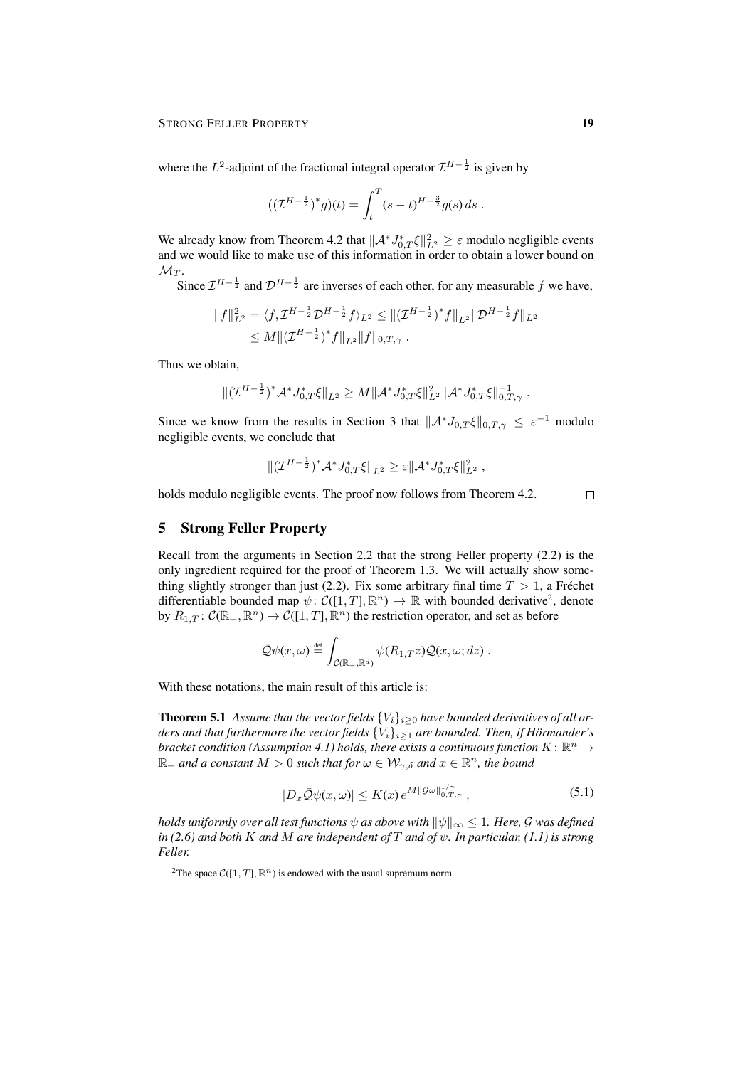where the $L^2$-adjoint of the fractional integral operator $\mathcal{I}^{H-\frac{1}{2}}$ is given by

$$((\mathcal{I}^{H-\frac{1}{2}})^* g)(t) = \int_t^T (s-t)^{H-\frac{3}{2}} g(s)\, ds\;.$$

We already know from Theorem 4.2 that $\|\mathcal{A}^* J_{0,T}^* \xi\|_{L^2}^2 \geq \varepsilon$ modulo negligible events and we would like to make use of this information in order to obtain a lower bound on $\mathcal{M}_T$.

Since $\mathcal{I}^{H-\frac{1}{2}}$ and $\mathcal{D}^{H-\frac{1}{2}}$ are inverses of each other, for any measurable $f$ we have,

$$\begin{aligned}\|f\|_{L^2}^2 &= \langle f, \mathcal{I}^{H-\frac{1}{2}} \mathcal{D}^{H-\frac{1}{2}} f\rangle_{L^2} \leq \|(\mathcal{I}^{H-\frac{1}{2}})^* f\|_{L^2} \|\mathcal{D}^{H-\frac{1}{2}} f\|_{L^2} \\ &\leq M \|(\mathcal{I}^{H-\frac{1}{2}})^* f\|_{L^2} \|f\|_{0,T,\gamma}\;.\end{aligned}$$

Thus we obtain,

$$\|(\mathcal{I}^{H-\frac{1}{2}})^* \mathcal{A}^* J_{0,T}^* \xi\|_{L^2} \geq M \|\mathcal{A}^* J_{0,T}^* \xi\|_{L^2}^2 \|\mathcal{A}^* J_{0,T}^* \xi\|_{0,T,\gamma}^{-1}\;.$$

Since we know from the results in Section 3 that $\|\mathcal{A}^* J_{0,T} \xi\|_{0,T,\gamma} \leq \varepsilon^{-1}$ modulo negligible events, we conclude that

$$\|(\mathcal{I}^{H-\frac{1}{2}})^* \mathcal{A}^* J_{0,T}^* \xi\|_{L^2} \geq \varepsilon \|\mathcal{A}^* J_{0,T}^* \xi\|_{L^2}^2\;,$$

holds modulo negligible events. The proof now follows from Theorem 4.2. □

## 5 Strong Feller Property

Recall from the arguments in Section 2.2 that the strong Feller property (2.2) is the only ingredient required for the proof of Theorem 1.3. We will actually show something slightly stronger than just (2.2). Fix some arbitrary final time $T > 1$, a Fréchet differentiable bounded map $\psi\colon \mathcal{C}([1,T],\mathbb{R}^n) \to \mathbb{R}$ with bounded derivative[2], denote by $R_{1,T}\colon \mathcal{C}(\mathbb{R}_+,\mathbb{R}^n) \to \mathcal{C}([1,T],\mathbb{R}^n)$ the restriction operator, and set as before

$$\bar{\mathcal{Q}}\psi(x,\omega) \stackrel{\text{def}}{=} \int_{\mathcal{C}(\mathbb{R}_+,\mathbb{R}^d)} \psi(R_{1,T} z) \bar{\mathcal{Q}}(x,\omega;dz)\;.$$

With these notations, the main result of this article is:

**Theorem 5.1** *Assume that the vector fields $\{V_i\}_{i\geq 0}$ have bounded derivatives of all orders and that furthermore the vector fields $\{V_i\}_{i\geq 1}$ are bounded. Then, if Hörmander's bracket condition (Assumption 4.1) holds, there exists a continuous function $K\colon \mathbb{R}^n \to \mathbb{R}_+$ and a constant $M > 0$ such that for $\omega \in \mathcal{W}_{\gamma,\delta}$ and $x \in \mathbb{R}^n$, the bound*

$$|D_x \bar{\mathcal{Q}}\psi(x,\omega)| \leq K(x)\, e^{M\|\mathcal{G}\omega\|_{0,T,\gamma}^{1/\gamma}}\;, \tag{5.1}$$

*holds uniformly over all test functions $\psi$ as above with $\|\psi\|_\infty \leq 1$. Here, $\mathcal{G}$ was defined in (2.6) and both $K$ and $M$ are independent of $T$ and of $\psi$. In particular, (1.1) is strong Feller.*

[2] The space $\mathcal{C}([1,T],\mathbb{R}^n)$ is endowed with the usual supremum norm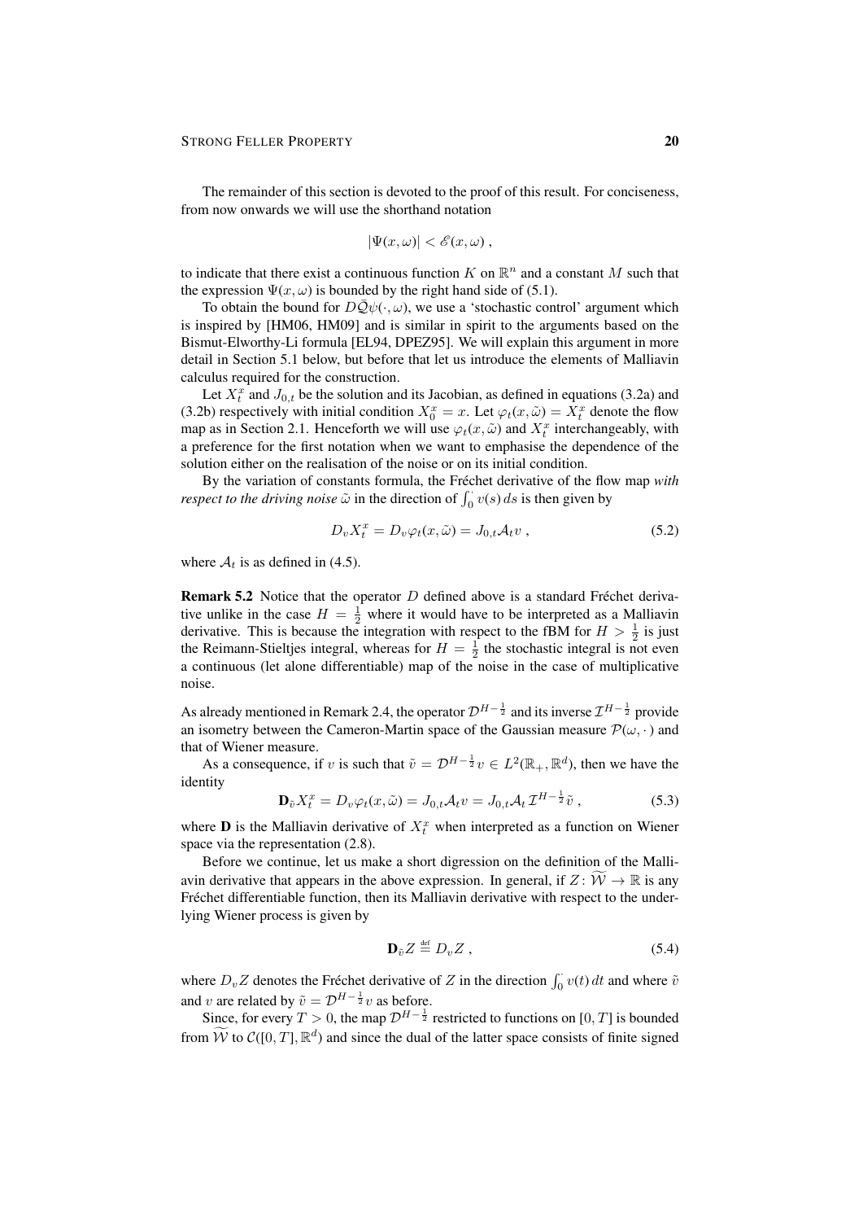The remainder of this section is devoted to the proof of this result. For conciseness, from now onwards we will use the shorthand notation

$$|\Psi(x,\omega)| < \mathscr{E}(x,\omega)\;,$$

to indicate that there exist a continuous function $K$ on $\mathbb{R}^n$ and a constant $M$ such that the expression $\Psi(x,\omega)$ is bounded by the right hand side of (5.1).

To obtain the bound for $D\bar{\mathcal{Q}}\psi(\cdot,\omega)$, we use a 'stochastic control' argument which is inspired by [HM06, HM09] and is similar in spirit to the arguments based on the Bismut-Elworthy-Li formula [EL94, DPEZ95]. We will explain this argument in more detail in Section 5.1 below, but before that let us introduce the elements of Malliavin calculus required for the construction.

Let $X_t^x$ and $J_{0,t}$ be the solution and its Jacobian, as defined in equations (3.2a) and (3.2b) respectively with initial condition $X_0^x = x$. Let $\varphi_t(x,\tilde{\omega}) = X_t^x$ denote the flow map as in Section 2.1. Henceforth we will use $\varphi_t(x,\tilde{\omega})$ and $X_t^x$ interchangeably, with a preference for the first notation when we want to emphasise the dependence of the solution either on the realisation of the noise or on its initial condition.

By the variation of constants formula, the Fréchet derivative of the flow map *with respect to the driving noise* $\tilde{\omega}$ in the direction of $\int_0^{\cdot} v(s)\,ds$ is then given by

$$D_v X_t^x = D_v\varphi_t(x,\tilde{\omega}) = J_{0,t}\mathcal{A}_t v\;, \tag{5.2}$$

where $\mathcal{A}_t$ is as defined in (4.5).

**Remark 5.2** Notice that the operator $D$ defined above is a standard Fréchet derivative unlike in the case $H = \frac{1}{2}$ where it would have to be interpreted as a Malliavin derivative. This is because the integration with respect to the fBM for $H > \frac{1}{2}$ is just the Reimann-Stieltjes integral, whereas for $H = \frac{1}{2}$ the stochastic integral is not even a continuous (let alone differentiable) map of the noise in the case of multiplicative noise.

As already mentioned in Remark 2.4, the operator $\mathcal{D}^{H-\frac{1}{2}}$ and its inverse $\mathcal{I}^{H-\frac{1}{2}}$ provide an isometry between the Cameron-Martin space of the Gaussian measure $\mathcal{P}(\omega,\cdot)$ and that of Wiener measure.

As a consequence, if $v$ is such that $\tilde{v} = \mathcal{D}^{H-\frac{1}{2}}v \in L^2(\mathbb{R}_+,\mathbb{R}^d)$, then we have the identity

$$\mathbf{D}_{\tilde{v}} X_t^x = D_v\varphi_t(x,\tilde{\omega}) = J_{0,t}\mathcal{A}_t v = J_{0,t}\mathcal{A}_t\,\mathcal{I}^{H-\frac{1}{2}}\tilde{v}\;, \tag{5.3}$$

where $\mathbf{D}$ is the Malliavin derivative of $X_t^x$ when interpreted as a function on Wiener space via the representation (2.8).

Before we continue, let us make a short digression on the definition of the Malliavin derivative that appears in the above expression. In general, if $Z\colon \widetilde{\mathcal{W}} \to \mathbb{R}$ is any Fréchet differentiable function, then its Malliavin derivative with respect to the underlying Wiener process is given by

$$\mathbf{D}_{\tilde{v}} Z \stackrel{\text{def}}{=} D_v Z\;, \tag{5.4}$$

where $D_v Z$ denotes the Fréchet derivative of $Z$ in the direction $\int_0^{\cdot} v(t)\,dt$ and where $\tilde{v}$ and $v$ are related by $\tilde{v} = \mathcal{D}^{H-\frac{1}{2}}v$ as before.

Since, for every $T > 0$, the map $\mathcal{D}^{H-\frac{1}{2}}$ restricted to functions on $[0,T]$ is bounded from $\widetilde{\mathcal{W}}$ to $\mathcal{C}([0,T],\mathbb{R}^d)$ and since the dual of the latter space consists of finite signed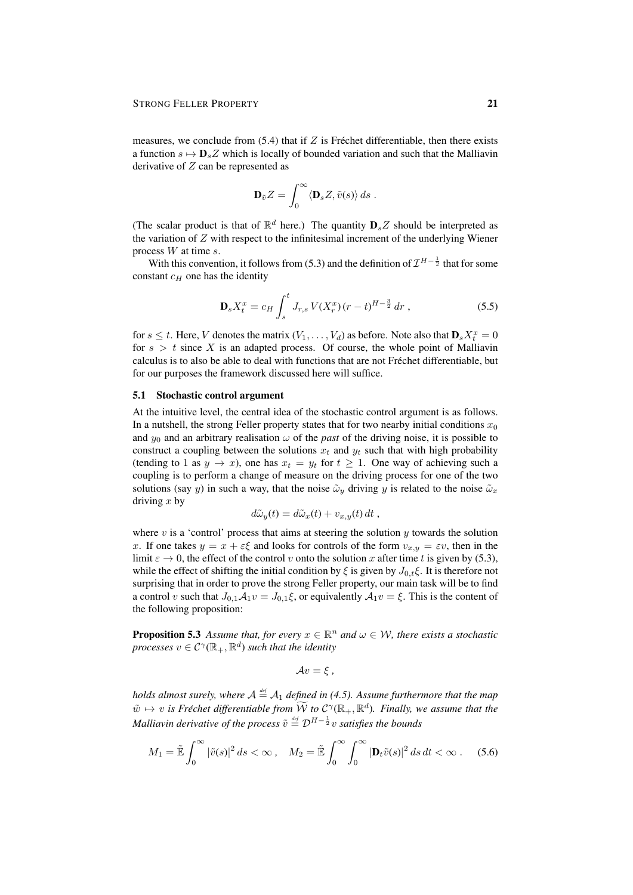measures, we conclude from (5.4) that if $Z$ is Fréchet differentiable, then there exists a function $s \mapsto \mathbf{D}_s Z$ which is locally of bounded variation and such that the Malliavin derivative of $Z$ can be represented as

$$\mathbf{D}_{\tilde{v}} Z = \int_0^\infty \langle \mathbf{D}_s Z, \tilde{v}(s) \rangle \, ds \; .$$

(The scalar product is that of $\mathbb{R}^d$ here.) The quantity $\mathbf{D}_s Z$ should be interpreted as the variation of $Z$ with respect to the infinitesimal increment of the underlying Wiener process $W$ at time $s$.

With this convention, it follows from (5.3) and the definition of $\mathcal{I}^{H-\frac{1}{2}}$ that for some constant $c_H$ one has the identity

$$\mathbf{D}_s X_t^x = c_H \int_s^t J_{r,s} \, V(X_r^x) \, (r-t)^{H-\frac{3}{2}} \, dr \; , \tag{5.5}$$

for $s \le t$. Here, $V$ denotes the matrix $(V_1, \ldots, V_d)$ as before. Note also that $\mathbf{D}_s X_t^x = 0$ for $s > t$ since $X$ is an adapted process. Of course, the whole point of Malliavin calculus is to also be able to deal with functions that are not Fréchet differentiable, but for our purposes the framework discussed here will suffice.

## 5.1 Stochastic control argument

At the intuitive level, the central idea of the stochastic control argument is as follows. In a nutshell, the strong Feller property states that for two nearby initial conditions $x_0$ and $y_0$ and an arbitrary realisation $\omega$ of the *past* of the driving noise, it is possible to construct a coupling between the solutions $x_t$ and $y_t$ such that with high probability (tending to 1 as $y \to x$), one has $x_t = y_t$ for $t \ge 1$. One way of achieving such a coupling is to perform a change of measure on the driving process for one of the two solutions (say $y$) in such a way, that the noise $\tilde{\omega}_y$ driving $y$ is related to the noise $\tilde{\omega}_x$ driving $x$ by

$$d\tilde{\omega}_y(t) = d\tilde{\omega}_x(t) + v_{x,y}(t) \, dt \; ,$$

where $v$ is a 'control' process that aims at steering the solution $y$ towards the solution $x$. If one takes $y = x + \varepsilon \xi$ and looks for controls of the form $v_{x,y} = \varepsilon v$, then in the limit $\varepsilon \to 0$, the effect of the control $v$ onto the solution $x$ after time $t$ is given by (5.3), while the effect of shifting the initial condition by $\xi$ is given by $J_{0,t}\xi$. It is therefore not surprising that in order to prove the strong Feller property, our main task will be to find a control $v$ such that $J_{0,1}\mathcal{A}_1 v = J_{0,1}\xi$, or equivalently $\mathcal{A}_1 v = \xi$. This is the content of the following proposition:

**Proposition 5.3** *Assume that, for every $x \in \mathbb{R}^n$ and $\omega \in \mathcal{W}$, there exists a stochastic processes $v \in \mathcal{C}^\gamma(\mathbb{R}_+, \mathbb{R}^d)$ such that the identity*

$$\mathcal{A} v = \xi \; ,$$

*holds almost surely, where $\mathcal{A} \stackrel{\text{def}}{=} \mathcal{A}_1$ defined in (4.5). Assume furthermore that the map $\tilde{w} \mapsto v$ is Fréchet differentiable from $\widetilde{\mathcal{W}}$ to $\mathcal{C}^\gamma(\mathbb{R}_+, \mathbb{R}^d)$. Finally, we assume that the Malliavin derivative of the process $\tilde{v} \stackrel{\text{def}}{=} \mathcal{D}^{H-\frac{1}{2}} v$ satisfies the bounds*

$$M_1 = \tilde{\mathbb{E}} \int_0^\infty |\tilde{v}(s)|^2 \, ds < \infty \; , \quad M_2 = \tilde{\mathbb{E}} \int_0^\infty \int_0^\infty |\mathbf{D}_t \tilde{v}(s)|^2 \, ds \, dt < \infty \; . \tag{5.6}$$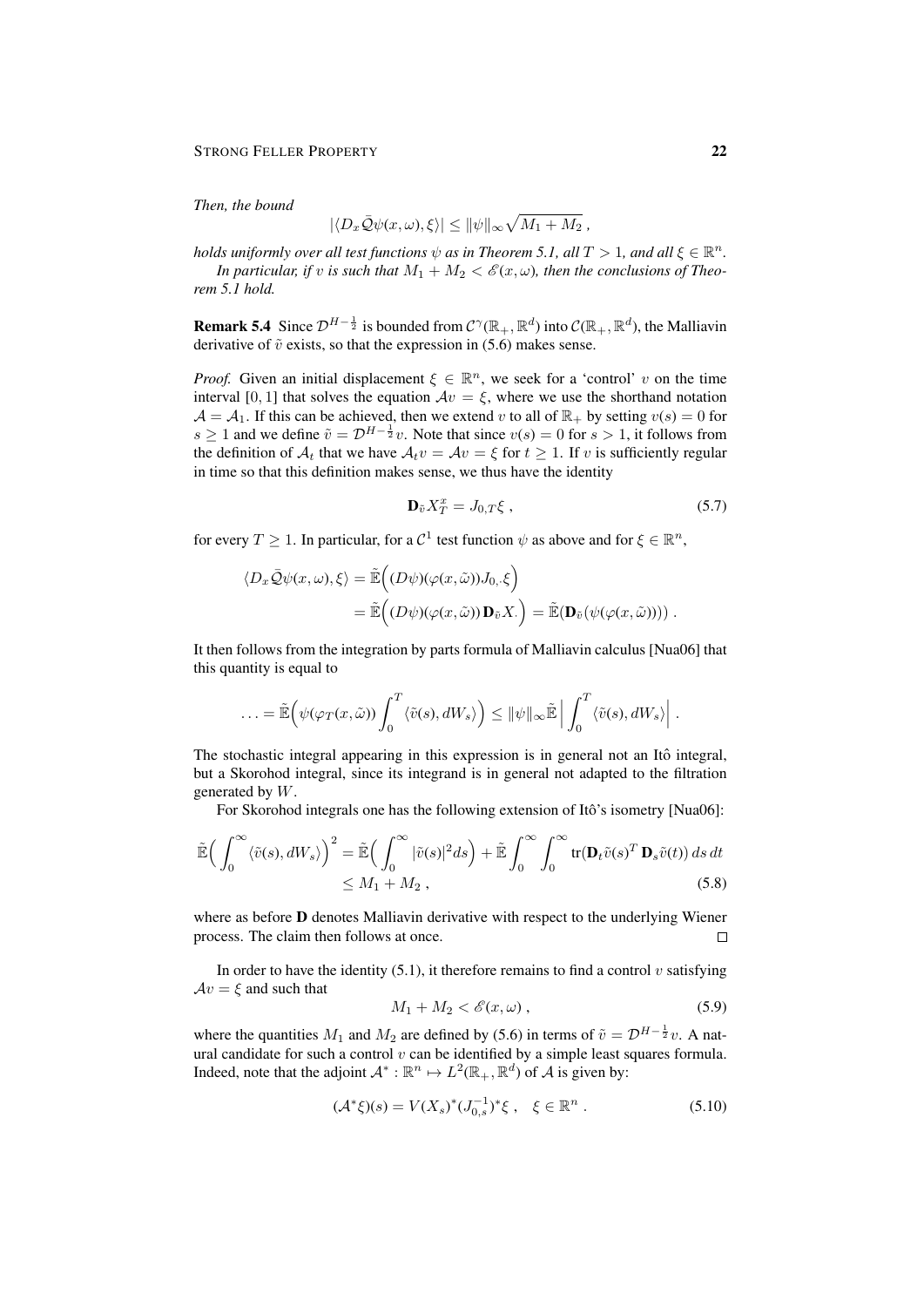*Then, the bound*

$$|\langle D_x \bar{\mathcal{Q}}\psi(x,\omega), \xi\rangle| \le \|\psi\|_\infty \sqrt{M_1 + M_2}\;,$$

*holds uniformly over all test functions $\psi$ as in Theorem 5.1, all $T > 1$, and all $\xi \in \mathbb{R}^n$.*

*In particular, if $v$ is such that $M_1 + M_2 < \mathscr{E}(x,\omega)$, then the conclusions of Theorem 5.1 hold.*

**Remark 5.4** Since $\mathcal{D}^{H-\frac{1}{2}}$ is bounded from $\mathcal{C}^\gamma(\mathbb{R}_+, \mathbb{R}^d)$ into $\mathcal{C}(\mathbb{R}_+, \mathbb{R}^d)$, the Malliavin derivative of $\tilde{v}$ exists, so that the expression in (5.6) makes sense.

*Proof.* Given an initial displacement $\xi \in \mathbb{R}^n$, we seek for a 'control' $v$ on the time interval $[0, 1]$ that solves the equation $\mathcal{A}v = \xi$, where we use the shorthand notation $\mathcal{A} = \mathcal{A}_1$. If this can be achieved, then we extend $v$ to all of $\mathbb{R}_+$ by setting $v(s) = 0$ for $s \ge 1$ and we define $\tilde{v} = \mathcal{D}^{H-\frac{1}{2}} v$. Note that since $v(s) = 0$ for $s > 1$, it follows from the definition of $\mathcal{A}_t$ that we have $\mathcal{A}_t v = \mathcal{A}v = \xi$ for $t \ge 1$. If $v$ is sufficiently regular in time so that this definition makes sense, we thus have the identity

$$\mathbf{D}_{\tilde{v}} X_T^x = J_{0,T}\xi\;, \tag{5.7}$$

for every $T \ge 1$. In particular, for a $\mathcal{C}^1$ test function $\psi$ as above and for $\xi \in \mathbb{R}^n$,

$$\begin{aligned}
\langle D_x \bar{\mathcal{Q}}\psi(x,\omega), \xi\rangle &= \tilde{\mathbb{E}}\Big((D\psi)(\varphi(x,\tilde{\omega}))J_{0,\cdot}\xi\Big) \\
&= \tilde{\mathbb{E}}\Big((D\psi)(\varphi(x,\tilde{\omega}))\,\mathbf{D}_{\tilde{v}} X_\cdot\Big) = \tilde{\mathbb{E}}\big(\mathbf{D}_{\tilde{v}}\big(\psi(\varphi(x,\tilde{\omega}))\big)\big)\;.
\end{aligned}$$

It then follows from the integration by parts formula of Malliavin calculus [Nua06] that this quantity is equal to

$$\ldots = \tilde{\mathbb{E}}\Big(\psi(\varphi_T(x,\tilde{\omega}))\int_0^T \langle \tilde{v}(s), dW_s\rangle\Big) \le \|\psi\|_\infty \tilde{\mathbb{E}}\Big|\int_0^T \langle \tilde{v}(s), dW_s\rangle\Big|\;.$$

The stochastic integral appearing in this expression is in general not an Itô integral, but a Skorohod integral, since its integrand is in general not adapted to the filtration generated by $W$.

For Skorohod integrals one has the following extension of Itô's isometry [Nua06]:

$$\begin{aligned}
\tilde{\mathbb{E}}\Big(\int_0^\infty \langle \tilde{v}(s), dW_s\rangle\Big)^2 &= \tilde{\mathbb{E}}\Big(\int_0^\infty |\tilde{v}(s)|^2 ds\Big) + \tilde{\mathbb{E}}\int_0^\infty\int_0^\infty \operatorname{tr}(\mathbf{D}_t\tilde{v}(s)^T\,\mathbf{D}_s\tilde{v}(t))\,ds\,dt \\
&\le M_1 + M_2\;,
\end{aligned} \tag{5.8}$$

where as before $\mathbf{D}$ denotes Malliavin derivative with respect to the underlying Wiener process. The claim then follows at once. $\square$

In order to have the identity (5.1), it therefore remains to find a control $v$ satisfying $\mathcal{A}v = \xi$ and such that

$$M_1 + M_2 < \mathscr{E}(x,\omega)\;, \tag{5.9}$$

where the quantities $M_1$ and $M_2$ are defined by (5.6) in terms of $\tilde{v} = \mathcal{D}^{H-\frac{1}{2}} v$. A natural candidate for such a control $v$ can be identified by a simple least squares formula. Indeed, note that the adjoint $\mathcal{A}^* : \mathbb{R}^n \mapsto L^2(\mathbb{R}_+, \mathbb{R}^d)$ of $\mathcal{A}$ is given by:

$$(\mathcal{A}^*\xi)(s) = V(X_s)^*(J_{0,s}^{-1})^*\xi\;, \quad \xi \in \mathbb{R}^n\;. \tag{5.10}$$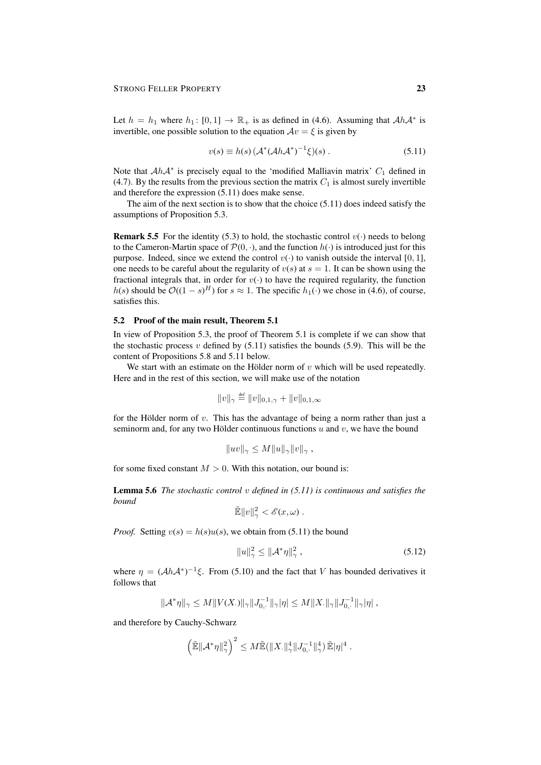Let $h = h_1$ where $h_1 \colon [0,1] \to \mathbb{R}_+$ is as defined in (4.6). Assuming that $\mathcal{A}h\mathcal{A}^*$ is invertible, one possible solution to the equation $\mathcal{A}v = \xi$ is given by

$$v(s) \equiv h(s)\,(\mathcal{A}^*(\mathcal{A}h\mathcal{A}^*)^{-1}\xi)(s)\;. \tag{5.11}$$

Note that $\mathcal{A}h\mathcal{A}^*$ is precisely equal to the 'modified Malliavin matrix' $C_1$ defined in (4.7). By the results from the previous section the matrix $C_1$ is almost surely invertible and therefore the expression (5.11) does make sense.

The aim of the next section is to show that the choice (5.11) does indeed satisfy the assumptions of Proposition 5.3.

**Remark 5.5** For the identity (5.3) to hold, the stochastic control $v(\cdot)$ needs to belong to the Cameron-Martin space of $\mathcal{P}(0,\cdot)$, and the function $h(\cdot)$ is introduced just for this purpose. Indeed, since we extend the control $v(\cdot)$ to vanish outside the interval $[0,1]$, one needs to be careful about the regularity of $v(s)$ at $s = 1$. It can be shown using the fractional integrals that, in order for $v(\cdot)$ to have the required regularity, the function $h(s)$ should be $\mathcal{O}((1-s)^H)$ for $s \approx 1$. The specific $h_1(\cdot)$ we chose in (4.6), of course, satisfies this.

### 5.2 Proof of the main result, Theorem 5.1

In view of Proposition 5.3, the proof of Theorem 5.1 is complete if we can show that the stochastic process $v$ defined by (5.11) satisfies the bounds (5.9). This will be the content of Propositions 5.8 and 5.11 below.

We start with an estimate on the Hölder norm of $v$ which will be used repeatedly. Here and in the rest of this section, we will make use of the notation

$$\|v\|_\gamma \stackrel{\text{def}}{=} \|v\|_{0,1,\gamma} + \|v\|_{0,1,\infty}$$

for the Hölder norm of $v$. This has the advantage of being a norm rather than just a seminorm and, for any two Hölder continuous functions $u$ and $v$, we have the bound

$$\|uv\|_\gamma \le M\|u\|_\gamma\|v\|_\gamma\;,$$

for some fixed constant $M > 0$. With this notation, our bound is:

**Lemma 5.6** *The stochastic control $v$ defined in (5.11) is continuous and satisfies the bound*

$$\tilde{\mathbb{E}}\|v\|_\gamma^2 < \mathscr{E}(x,\omega)\;.$$

*Proof.* Setting $v(s) = h(s)u(s)$, we obtain from (5.11) the bound

$$\|u\|_\gamma^2 \le \|\mathcal{A}^*\eta\|_\gamma^2\;, \tag{5.12}$$

where $\eta = (\mathcal{A}h\mathcal{A}^*)^{-1}\xi$. From (5.10) and the fact that $V$ has bounded derivatives it follows that

$$\|\mathcal{A}^*\eta\|_\gamma \le M\|V(X_\cdot)\|_\gamma\|J_{0,\cdot}^{-1}\|_\gamma|\eta| \le M\|X_\cdot\|_\gamma\|J_{0,\cdot}^{-1}\|_\gamma|\eta|\;,$$

and therefore by Cauchy-Schwarz

$$\Big(\tilde{\mathbb{E}}\|\mathcal{A}^*\eta\|_\gamma^2\Big)^2 \le M\tilde{\mathbb{E}}(\|X_\cdot\|_\gamma^4\|J_{0,\cdot}^{-1}\|_\gamma^4)\,\tilde{\mathbb{E}}|\eta|^4\;.$$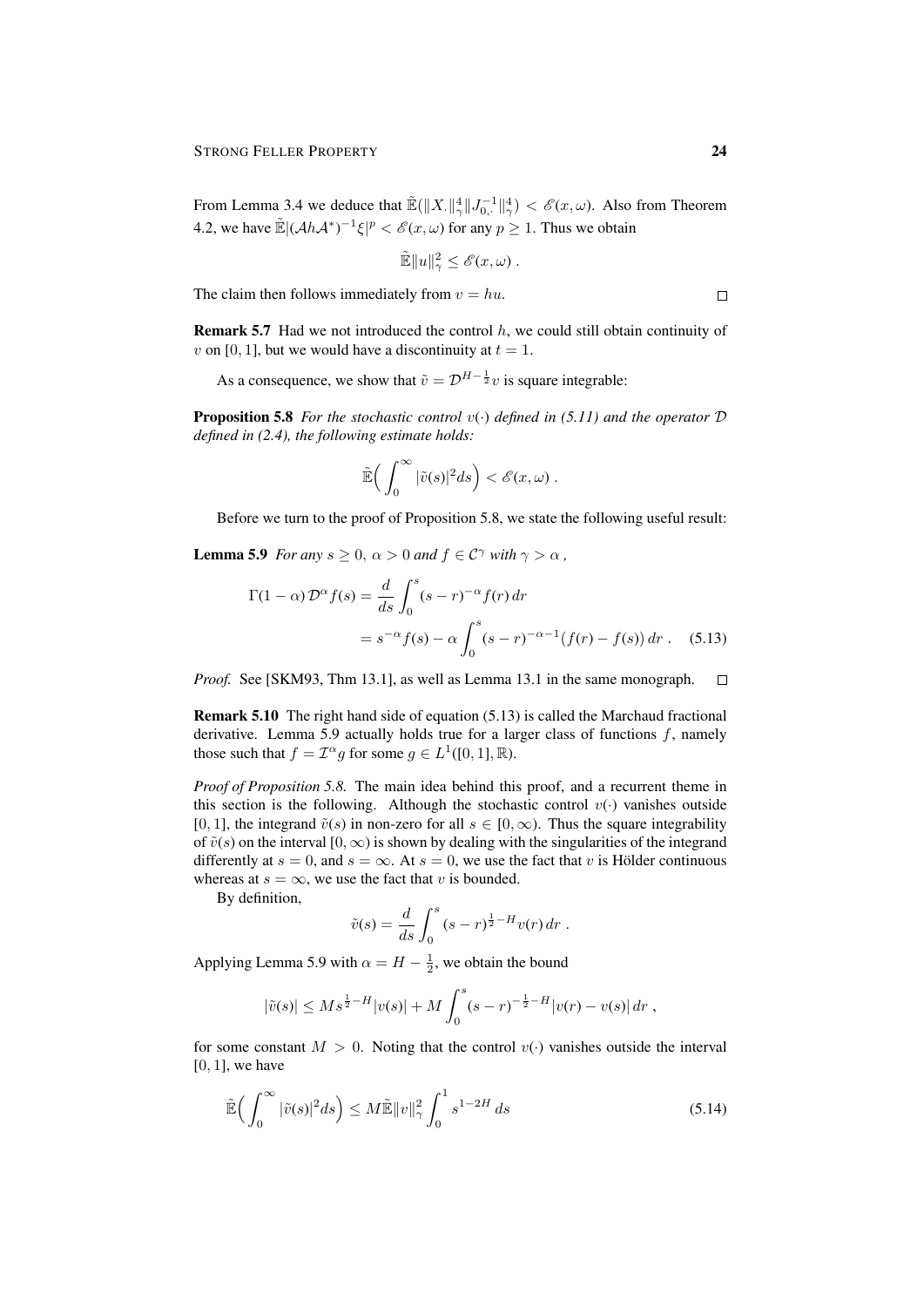From Lemma 3.4 we deduce that $\tilde{\mathbb{E}}(\|X_\cdot\|_\gamma^4 \|J_{0,\cdot}^{-1}\|_\gamma^4) < \mathscr{E}(x,\omega)$. Also from Theorem 4.2, we have $\tilde{\mathbb{E}}|(\mathcal{A}h\mathcal{A}^*)^{-1}\xi|^p < \mathscr{E}(x,\omega)$ for any $p \geq 1$. Thus we obtain

$$\tilde{\mathbb{E}}\|u\|_\gamma^2 \leq \mathscr{E}(x,\omega) .$$

The claim then follows immediately from $v = hu$. $\square$

**Remark 5.7** Had we not introduced the control $h$, we could still obtain continuity of $v$ on $[0,1]$, but we would have a discontinuity at $t = 1$.

As a consequence, we show that $\tilde{v} = \mathcal{D}^{H-\frac{1}{2}}v$ is square integrable:

**Proposition 5.8** *For the stochastic control $v(\cdot)$ defined in (5.11) and the operator $\mathcal{D}$ defined in (2.4), the following estimate holds:*

$$\tilde{\mathbb{E}}\Big(\int_0^\infty |\tilde{v}(s)|^2 ds\Big) < \mathscr{E}(x,\omega) .$$

Before we turn to the proof of Proposition 5.8, we state the following useful result:

**Lemma 5.9** *For any $s \geq 0$, $\alpha > 0$ and $f \in \mathcal{C}^\gamma$ with $\gamma > \alpha$ ,*

$$\begin{aligned}\Gamma(1-\alpha)\,\mathcal{D}^\alpha f(s) &= \frac{d}{ds}\int_0^s (s-r)^{-\alpha} f(r)\,dr \\ &= s^{-\alpha}f(s) - \alpha\int_0^s (s-r)^{-\alpha-1}(f(r)-f(s))\,dr \;. \qquad (5.13)\end{aligned}$$

*Proof.* See [SKM93, Thm 13.1], as well as Lemma 13.1 in the same monograph. $\square$

**Remark 5.10** The right hand side of equation (5.13) is called the Marchaud fractional derivative. Lemma 5.9 actually holds true for a larger class of functions $f$, namely those such that $f = \mathcal{I}^\alpha g$ for some $g \in L^1([0,1],\mathbb{R})$.

*Proof of Proposition 5.8.* The main idea behind this proof, and a recurrent theme in this section is the following. Although the stochastic control $v(\cdot)$ vanishes outside $[0,1]$, the integrand $\tilde{v}(s)$ in non-zero for all $s \in [0,\infty)$. Thus the square integrability of $\tilde{v}(s)$ on the interval $[0,\infty)$ is shown by dealing with the singularities of the integrand differently at $s = 0$, and $s = \infty$. At $s = 0$, we use the fact that $v$ is Hölder continuous whereas at $s = \infty$, we use the fact that $v$ is bounded.

By definition,

$$\tilde{v}(s) = \frac{d}{ds}\int_0^s (s-r)^{\frac{1}{2}-H} v(r)\,dr \;.$$

Applying Lemma 5.9 with $\alpha = H - \frac{1}{2}$, we obtain the bound

$$|\tilde{v}(s)| \leq M s^{\frac{1}{2}-H}|v(s)| + M\int_0^s (s-r)^{-\frac{1}{2}-H}|v(r)-v(s)|\,dr \;,$$

for some constant $M > 0$. Noting that the control $v(\cdot)$ vanishes outside the interval $[0,1]$, we have

$$\tilde{\mathbb{E}}\Big(\int_0^\infty |\tilde{v}(s)|^2 ds\Big) \leq M\tilde{\mathbb{E}}\|v\|_\gamma^2 \int_0^1 s^{1-2H}\,ds \qquad (5.14)$$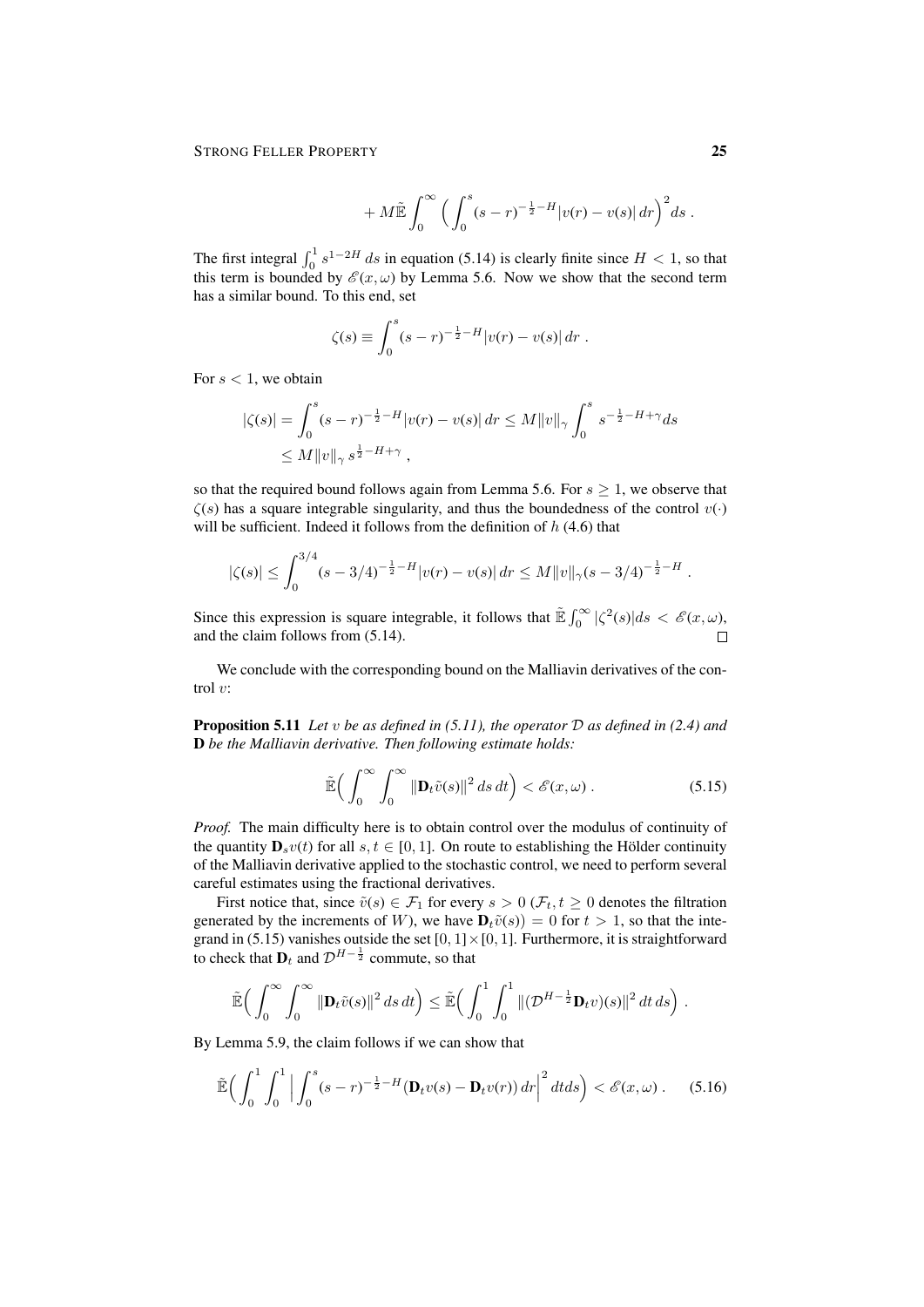$$+ M\tilde{\mathbb{E}} \int_0^\infty \Big( \int_0^s (s-r)^{-\frac{1}{2}-H} |v(r) - v(s)|\, dr \Big)^2 ds \;.$$

The first integral $\int_0^1 s^{1-2H}\, ds$ in equation (5.14) is clearly finite since $H < 1$, so that this term is bounded by $\mathscr{E}(x,\omega)$ by Lemma 5.6. Now we show that the second term has a similar bound. To this end, set

$$\zeta(s) \equiv \int_0^s (s-r)^{-\frac{1}{2}-H} |v(r) - v(s)|\, dr \;.$$

For $s < 1$, we obtain

$$\begin{aligned} |\zeta(s)| &= \int_0^s (s-r)^{-\frac{1}{2}-H} |v(r) - v(s)|\, dr \le M \|v\|_\gamma \int_0^s s^{-\frac{1}{2}-H+\gamma} ds \\ &\le M \|v\|_\gamma\, s^{\frac{1}{2}-H+\gamma} \;, \end{aligned}$$

so that the required bound follows again from Lemma 5.6. For $s \ge 1$, we observe that $\zeta(s)$ has a square integrable singularity, and thus the boundedness of the control $v(\cdot)$ will be sufficient. Indeed it follows from the definition of $h$ (4.6) that

$$|\zeta(s)| \le \int_0^{3/4} (s - 3/4)^{-\frac{1}{2}-H} |v(r) - v(s)|\, dr \le M \|v\|_\gamma (s-3/4)^{-\frac{1}{2}-H} \;.$$

Since this expression is square integrable, it follows that $\tilde{\mathbb{E}} \int_0^\infty |\zeta^2(s)| ds < \mathscr{E}(x,\omega)$, and the claim follows from (5.14). $\square$

We conclude with the corresponding bound on the Malliavin derivatives of the control $v$:

**Proposition 5.11** *Let $v$ be as defined in (5.11), the operator $\mathcal{D}$ as defined in (2.4) and $\mathbf{D}$ be the Malliavin derivative. Then following estimate holds:*

$$\tilde{\mathbb{E}}\Big( \int_0^\infty \int_0^\infty \|\mathbf{D}_t \tilde{v}(s)\|^2\, ds\, dt \Big) < \mathscr{E}(x,\omega) \;. \tag{5.15}$$

*Proof.* The main difficulty here is to obtain control over the modulus of continuity of the quantity $\mathbf{D}_s v(t)$ for all $s,t \in [0,1]$. On route to establishing the Hölder continuity of the Malliavin derivative applied to the stochastic control, we need to perform several careful estimates using the fractional derivatives.

First notice that, since $\tilde{v}(s) \in \mathcal{F}_1$ for every $s > 0$ ($\mathcal{F}_t, t \ge 0$ denotes the filtration generated by the increments of $W$), we have $\mathbf{D}_t \tilde{v}(s)) = 0$ for $t > 1$, so that the integrand in (5.15) vanishes outside the set $[0,1] \times [0,1]$. Furthermore, it is straightforward to check that $\mathbf{D}_t$ and $\mathcal{D}^{H-\frac{1}{2}}$ commute, so that

$$\tilde{\mathbb{E}}\Big( \int_0^\infty \int_0^\infty \|\mathbf{D}_t \tilde{v}(s)\|^2\, ds\, dt \Big) \le \tilde{\mathbb{E}}\Big( \int_0^1 \int_0^1 \|(\mathcal{D}^{H-\frac{1}{2}} \mathbf{D}_t v)(s)\|^2\, dt\, ds \Big) \;.$$

By Lemma 5.9, the claim follows if we can show that

$$\tilde{\mathbb{E}}\Big( \int_0^1 \int_0^1 \Big| \int_0^s (s-r)^{-\frac{1}{2}-H} (\mathbf{D}_t v(s) - \mathbf{D}_t v(r))\, dr \Big|^2 dt ds \Big) < \mathscr{E}(x,\omega) \;. \tag{5.16}$$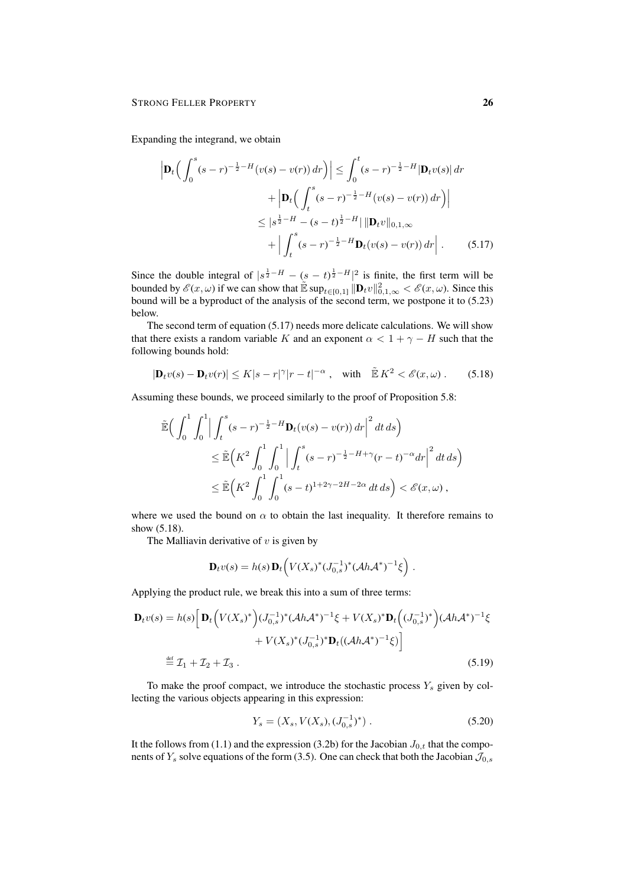Expanding the integrand, we obtain

$$
\begin{aligned}
\Big|\mathbf{D}_t\Big(\int_0^s (s-r)^{-\frac12-H}\big(v(s)-v(r)\big)\,dr\Big)\Big| &\le \int_0^t (s-r)^{-\frac12-H}|\mathbf{D}_t v(s)|\,dr \\
&\quad + \Big|\mathbf{D}_t\Big(\int_t^s (s-r)^{-\frac12-H}\big(v(s)-v(r)\big)\,dr\Big)\Big| \\
&\le |s^{\frac12-H}-(s-t)^{\frac12-H}|\,\|\mathbf{D}_t v\|_{0,1,\infty} \\
&\quad + \Big|\int_t^s (s-r)^{-\frac12-H}\mathbf{D}_t\big(v(s)-v(r)\big)\,dr\Big| \,. \qquad (5.17)
\end{aligned}
$$

Since the double integral of $|s^{\frac12-H}-(s-t)^{\frac12-H}|^2$ is finite, the first term will be bounded by $\mathscr{E}(x,\omega)$ if we can show that $\tilde{\mathbb{E}}\sup_{t\in[0,1]}\|\mathbf{D}_t v\|_{0,1,\infty}^2 < \mathscr{E}(x,\omega)$. Since this bound will be a byproduct of the analysis of the second term, we postpone it to (5.23) below.

The second term of equation (5.17) needs more delicate calculations. We will show that there exists a random variable $K$ and an exponent $\alpha < 1+\gamma-H$ such that the following bounds hold:

$$
|\mathbf{D}_t v(s) - \mathbf{D}_t v(r)| \le K|s-r|^{\gamma}|r-t|^{-\alpha}\,, \quad \text{with} \quad \tilde{\mathbb{E}}\,K^2 < \mathscr{E}(x,\omega)\,. \qquad (5.18)
$$

Assuming these bounds, we proceed similarly to the proof of Proposition 5.8:

$$
\begin{aligned}
\tilde{\mathbb{E}}\Big(\int_0^1\int_0^1 \Big|\int_t^s (s-r)^{-\frac12-H}\mathbf{D}_t\big(v(s)-v(r)\big)\,dr\Big|^2\,dt\,ds\Big) \\
\le \tilde{\mathbb{E}}\Big(K^2\int_0^1\int_0^1\Big|\int_t^s (s-r)^{-\frac12-H+\gamma}(r-t)^{-\alpha}dr\Big|^2\,dt\,ds\Big) \\
\le \tilde{\mathbb{E}}\Big(K^2\int_0^1\int_0^1 (s-t)^{1+2\gamma-2H-2\alpha}\,dt\,ds\Big) < \mathscr{E}(x,\omega)\,,
\end{aligned}
$$

where we used the bound on $\alpha$ to obtain the last inequality. It therefore remains to show (5.18).

The Malliavin derivative of $v$ is given by

$$
\mathbf{D}_t v(s) = h(s)\,\mathbf{D}_t\Big(V(X_s)^*(J_{0,s}^{-1})^*(\mathcal{A}h\mathcal{A}^*)^{-1}\xi\Big)\,.
$$

Applying the product rule, we break this into a sum of three terms:

$$
\begin{aligned}
\mathbf{D}_t v(s) = h(s)\Big[\,\mathbf{D}_t\Big(V(X_s)^*\Big)(J_{0,s}^{-1})^*(\mathcal{A}h\mathcal{A}^*)^{-1}\xi + V(X_s)^*\mathbf{D}_t\Big((J_{0,s}^{-1})^*\Big)(\mathcal{A}h\mathcal{A}^*)^{-1}\xi \\
+ V(X_s)^*(J_{0,s}^{-1})^*\mathbf{D}_t\big((\mathcal{A}h\mathcal{A}^*)^{-1}\xi\big)\Big] \\
\stackrel{\text{def}}{=} \mathcal{I}_1 + \mathcal{I}_2 + \mathcal{I}_3\,. \qquad (5.19)
\end{aligned}
$$

To make the proof compact, we introduce the stochastic process $Y_s$ given by collecting the various objects appearing in this expression:

$$
Y_s = (X_s, V(X_s), (J_{0,s}^{-1})^*)\,. \qquad (5.20)
$$

It the follows from (1.1) and the expression (3.2b) for the Jacobian $J_{0,t}$ that the components of $Y_s$ solve equations of the form (3.5). One can check that both the Jacobian $\mathcal{J}_{0,s}$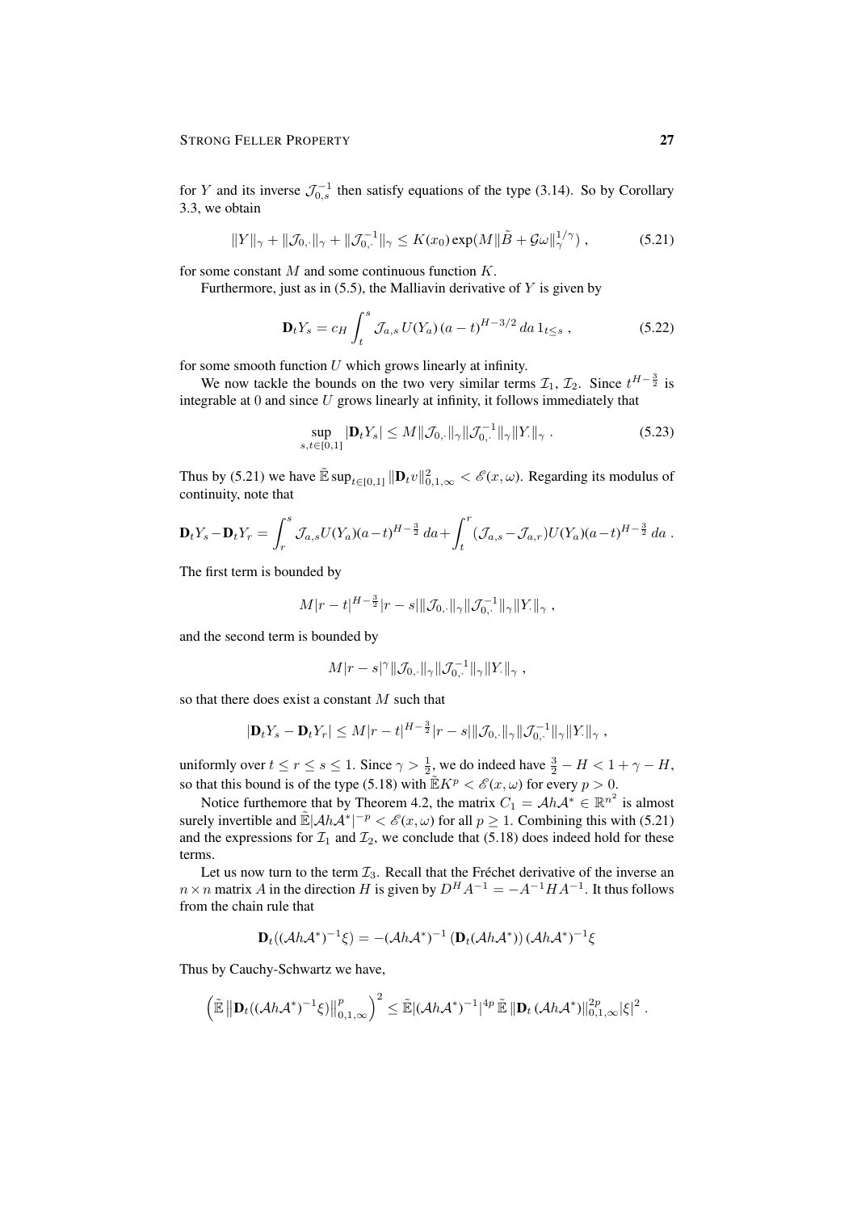for $Y$ and its inverse $\mathcal{J}_{0,s}^{-1}$ then satisfy equations of the type (3.14). So by Corollary 3.3, we obtain

$$\|Y\|_\gamma + \|\mathcal{J}_{0,\cdot}\|_\gamma + \|\mathcal{J}_{0,\cdot}^{-1}\|_\gamma \le K(x_0)\exp(M\|\tilde{B} + \mathcal{G}\omega\|_\gamma^{1/\gamma}) \,, \tag{5.21}$$

for some constant $M$ and some continuous function $K$.

Furthermore, just as in (5.5), the Malliavin derivative of $Y$ is given by

$$\mathbf{D}_t Y_s = c_H \int_t^s \mathcal{J}_{a,s}\, U(Y_a)\,(a-t)^{H-3/2}\,da\, 1_{t\le s} \,, \tag{5.22}$$

for some smooth function $U$ which grows linearly at infinity.

We now tackle the bounds on the two very similar terms $\mathcal{I}_1$, $\mathcal{I}_2$. Since $t^{H-\frac{3}{2}}$ is integrable at $0$ and since $U$ grows linearly at infinity, it follows immediately that

$$\sup_{s,t\in[0,1]} |\mathbf{D}_t Y_s| \le M\|\mathcal{J}_{0,\cdot}\|_\gamma \|\mathcal{J}_{0,\cdot}^{-1}\|_\gamma \|Y_\cdot\|_\gamma \,. \tag{5.23}$$

Thus by (5.21) we have $\tilde{\mathbb{E}}\sup_{t\in[0,1]}\|\mathbf{D}_t v\|_{0,1,\infty}^2 < \mathscr{E}(x,\omega)$. Regarding its modulus of continuity, note that

$$\mathbf{D}_t Y_s - \mathbf{D}_t Y_r = \int_r^s \mathcal{J}_{a,s} U(Y_a)(a-t)^{H-\frac{3}{2}}\,da + \int_t^r (\mathcal{J}_{a,s} - \mathcal{J}_{a,r}) U(Y_a)(a-t)^{H-\frac{3}{2}}\,da \,.$$

The first term is bounded by

$$M|r-t|^{H-\frac{3}{2}}|r-s|\|\mathcal{J}_{0,\cdot}\|_\gamma \|\mathcal{J}_{0,\cdot}^{-1}\|_\gamma \|Y_\cdot\|_\gamma \,,$$

and the second term is bounded by

$$M|r-s|^\gamma \|\mathcal{J}_{0,\cdot}\|_\gamma \|\mathcal{J}_{0,\cdot}^{-1}\|_\gamma \|Y_\cdot\|_\gamma \,,$$

so that there does exist a constant $M$ such that

$$|\mathbf{D}_t Y_s - \mathbf{D}_t Y_r| \le M|r-t|^{H-\frac{3}{2}}|r-s|\|\mathcal{J}_{0,\cdot}\|_\gamma \|\mathcal{J}_{0,\cdot}^{-1}\|_\gamma \|Y_\cdot\|_\gamma \,,$$

uniformly over $t \le r \le s \le 1$. Since $\gamma > \frac{1}{2}$, we do indeed have $\frac{3}{2} - H < 1 + \gamma - H$, so that this bound is of the type (5.18) with $\tilde{\mathbb{E}}K^p < \mathscr{E}(x,\omega)$ for every $p > 0$.

Notice furthemore that by Theorem 4.2, the matrix $C_1 = \mathcal{A}h\mathcal{A}^* \in \mathbb{R}^{n^2}$ is almost surely invertible and $\tilde{\mathbb{E}}|\mathcal{A}h\mathcal{A}^*|^{-p} < \mathscr{E}(x,\omega)$ for all $p \ge 1$. Combining this with (5.21) and the expressions for $\mathcal{I}_1$ and $\mathcal{I}_2$, we conclude that (5.18) does indeed hold for these terms.

Let us now turn to the term $\mathcal{I}_3$. Recall that the Fréchet derivative of the inverse an $n\times n$ matrix $A$ in the direction $H$ is given by $D^H A^{-1} = -A^{-1}HA^{-1}$. It thus follows from the chain rule that

$$\mathbf{D}_t((\mathcal{A}h\mathcal{A}^*)^{-1}\xi) = -(\mathcal{A}h\mathcal{A}^*)^{-1}\,(\mathbf{D}_t(\mathcal{A}h\mathcal{A}^*))\,(\mathcal{A}h\mathcal{A}^*)^{-1}\xi$$

Thus by Cauchy-Schwartz we have,

$$\Big(\tilde{\mathbb{E}}\,\big\|\mathbf{D}_t((\mathcal{A}h\mathcal{A}^*)^{-1}\xi)\big\|_{0,1,\infty}^p\Big)^2 \le \tilde{\mathbb{E}}|(\mathcal{A}h\mathcal{A}^*)^{-1}|^{4p}\,\tilde{\mathbb{E}}\,\|\mathbf{D}_t\,(\mathcal{A}h\mathcal{A}^*)\|_{0,1,\infty}^{2p}|\xi|^2 \,.$$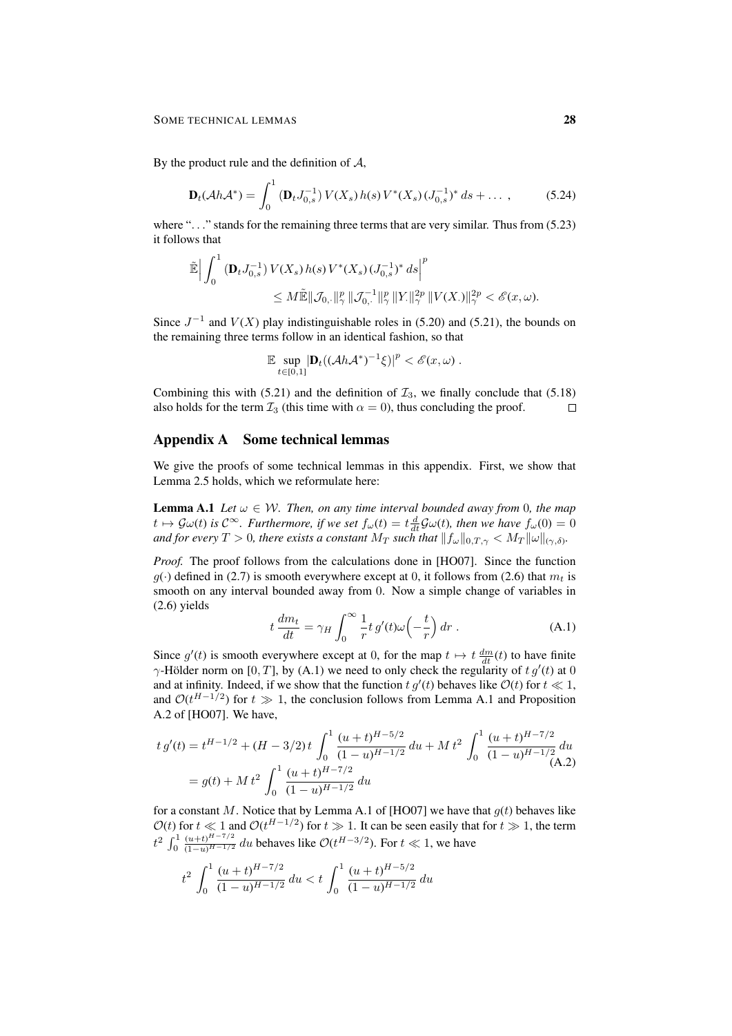By the product rule and the definition of $\mathcal{A}$,

$$\mathbf{D}_t(\mathcal{A}h\mathcal{A}^*) = \int_0^1 (\mathbf{D}_t J_{0,s}^{-1})\, V(X_s)\, h(s)\, V^*(X_s)\, (J_{0,s}^{-1})^*\, ds + \dots\ , \tag{5.24}$$

where "..." stands for the remaining three terms that are very similar. Thus from (5.23) it follows that

$$\tilde{\mathbb{E}}\Big|\int_0^1 (\mathbf{D}_t J_{0,s}^{-1})\, V(X_s)\, h(s)\, V^*(X_s)\, (J_{0,s}^{-1})^*\, ds\Big|^p \\ \leq M\tilde{\mathbb{E}}\|\mathcal{J}_{0,\cdot}\|_\gamma^p\, \|\mathcal{J}_{0,\cdot}^{-1}\|_\gamma^p\, \|Y_\cdot\|_\gamma^{2p}\, \|V(X_\cdot)\|_\gamma^{2p} < \mathscr{E}(x,\omega).$$

Since $J^{-1}$ and $V(X)$ play indistinguishable roles in (5.20) and (5.21), the bounds on the remaining three terms follow in an identical fashion, so that

$$\mathbb{E} \sup_{t\in[0,1]} |\mathbf{D}_t((\mathcal{A}h\mathcal{A}^*)^{-1}\xi)|^p < \mathscr{E}(x,\omega)\ .$$

Combining this with (5.21) and the definition of $\mathcal{I}_3$, we finally conclude that (5.18) also holds for the term $\mathcal{I}_3$ (this time with $\alpha = 0$), thus concluding the proof. $\square$

## Appendix A Some technical lemmas

We give the proofs of some technical lemmas in this appendix. First, we show that Lemma 2.5 holds, which we reformulate here:

**Lemma A.1** *Let $\omega \in \mathcal{W}$. Then, on any time interval bounded away from 0, the map $t \mapsto \mathcal{G}\omega(t)$ is $\mathcal{C}^\infty$. Furthermore, if we set $f_\omega(t) = t\frac{d}{dt}\mathcal{G}\omega(t)$, then we have $f_\omega(0) = 0$ and for every $T > 0$, there exists a constant $M_T$ such that $\|f_\omega\|_{0,T,\gamma} < M_T\|\omega\|_{(\gamma,\delta)}$.*

*Proof.* The proof follows from the calculations done in [HO07]. Since the function $g(\cdot)$ defined in (2.7) is smooth everywhere except at 0, it follows from (2.6) that $m_t$ is smooth on any interval bounded away from 0. Now a simple change of variables in (2.6) yields

$$t\,\frac{dm_t}{dt} = \gamma_H \int_0^\infty \frac{1}{r} t\, g'(t)\omega\Big(-\frac{t}{r}\Big)\, dr\ . \tag{A.1}$$

Since $g'(t)$ is smooth everywhere except at 0, for the map $t \mapsto t\,\frac{dm}{dt}(t)$ to have finite $\gamma$-Hölder norm on $[0,T]$, by (A.1) we need to only check the regularity of $t\,g'(t)$ at 0 and at infinity. Indeed, if we show that the function $t\,g'(t)$ behaves like $\mathcal{O}(t)$ for $t \ll 1$, and $\mathcal{O}(t^{H-1/2})$ for $t \gg 1$, the conclusion follows from Lemma A.1 and Proposition A.2 of [HO07]. We have,

$$\begin{aligned} t\,g'(t) &= t^{H-1/2} + (H-3/2)\,t\int_0^1 \frac{(u+t)^{H-5/2}}{(1-u)^{H-1/2}}\,du + M\,t^2\int_0^1 \frac{(u+t)^{H-7/2}}{(1-u)^{H-1/2}}\,du \\ &= g(t) + M\,t^2\int_0^1 \frac{(u+t)^{H-7/2}}{(1-u)^{H-1/2}}\,du \end{aligned} \tag{A.2}$$

for a constant $M$. Notice that by Lemma A.1 of [HO07] we have that $g(t)$ behaves like $\mathcal{O}(t)$ for $t \ll 1$ and $\mathcal{O}(t^{H-1/2})$ for $t \gg 1$. It can be seen easily that for $t \gg 1$, the term $t^2\int_0^1 \frac{(u+t)^{H-7/2}}{(1-u)^{H-1/2}}\,du$ behaves like $\mathcal{O}(t^{H-3/2})$. For $t \ll 1$, we have

$$t^2\int_0^1 \frac{(u+t)^{H-7/2}}{(1-u)^{H-1/2}}\,du < t\int_0^1 \frac{(u+t)^{H-5/2}}{(1-u)^{H-1/2}}\,du$$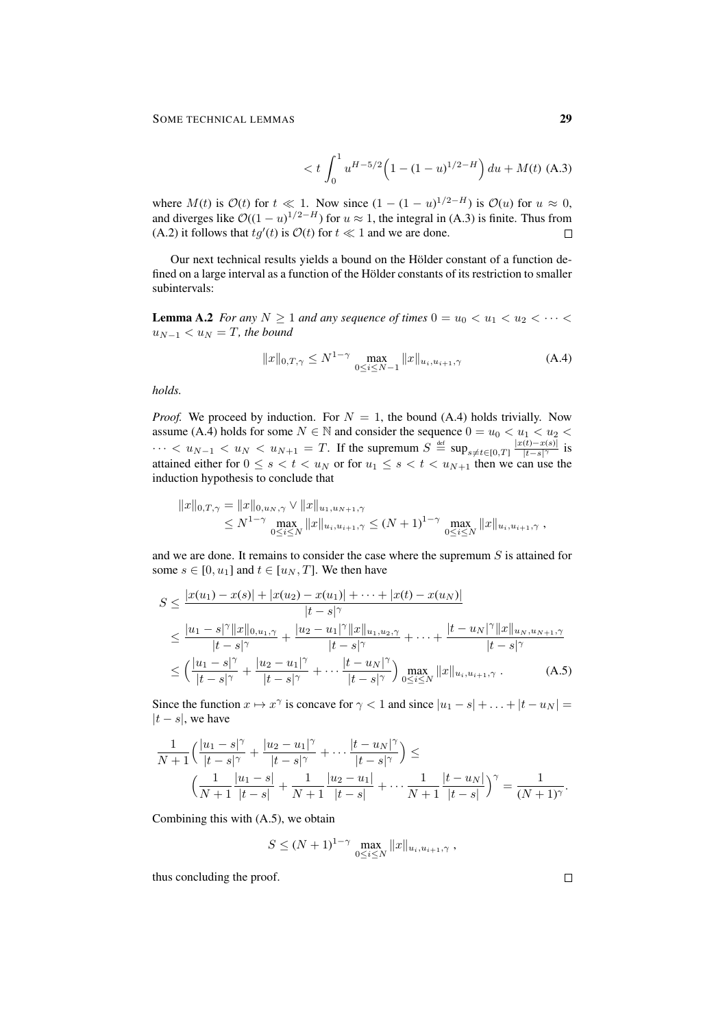$$< t \int_0^1 u^{H-5/2}\Big(1-(1-u)^{1/2-H}\Big)\,du + M(t) \quad \text{(A.3)}$$

where $M(t)$ is $\mathcal{O}(t)$ for $t \ll 1$. Now since $(1-(1-u)^{1/2-H})$ is $\mathcal{O}(u)$ for $u \approx 0$, and diverges like $\mathcal{O}((1-u)^{1/2-H})$ for $u \approx 1$, the integral in (A.3) is finite. Thus from (A.2) it follows that $tg'(t)$ is $\mathcal{O}(t)$ for $t \ll 1$ and we are done. □

Our next technical results yields a bound on the Hölder constant of a function defined on a large interval as a function of the Hölder constants of its restriction to smaller subintervals:

**Lemma A.2** *For any $N \geq 1$ and any sequence of times $0 = u_0 < u_1 < u_2 < \cdots < u_{N-1} < u_N = T$, the bound*

$$\|x\|_{0,T,\gamma} \leq N^{1-\gamma} \max_{0\leq i\leq N-1} \|x\|_{u_i,u_{i+1},\gamma} \quad \text{(A.4)}$$

*holds.*

*Proof.* We proceed by induction. For $N = 1$, the bound (A.4) holds trivially. Now assume (A.4) holds for some $N \in \mathbb{N}$ and consider the sequence $0 = u_0 < u_1 < u_2 < \cdots < u_{N-1} < u_N < u_{N+1} = T$. If the supremum $S \stackrel{\text{def}}{=} \sup_{s\neq t\in[0,T]} \frac{|x(t)-x(s)|}{|t-s|^\gamma}$ is attained either for $0 \leq s < t < u_N$ or for $u_1 \leq s < t < u_{N+1}$ then we can use the induction hypothesis to conclude that

$$\begin{aligned}
\|x\|_{0,T,\gamma} &= \|x\|_{0,u_N,\gamma} \vee \|x\|_{u_1,u_{N+1},\gamma} \\
&\leq N^{1-\gamma} \max_{0\leq i\leq N} \|x\|_{u_i,u_{i+1},\gamma} \leq (N+1)^{1-\gamma} \max_{0\leq i\leq N} \|x\|_{u_i,u_{i+1},\gamma}\;,
\end{aligned}$$

and we are done. It remains to consider the case where the supremum $S$ is attained for some $s \in [0, u_1]$ and $t \in [u_N, T]$. We then have

$$\begin{aligned}
S &\leq \frac{|x(u_1)-x(s)| + |x(u_2)-x(u_1)| + \cdots + |x(t)-x(u_N)|}{|t-s|^\gamma} \\
&\leq \frac{|u_1-s|^\gamma \|x\|_{0,u_1,\gamma}}{|t-s|^\gamma} + \frac{|u_2-u_1|^\gamma \|x\|_{u_1,u_2,\gamma}}{|t-s|^\gamma} + \cdots + \frac{|t-u_N|^\gamma \|x\|_{u_N,u_{N+1},\gamma}}{|t-s|^\gamma} \\
&\leq \Big(\frac{|u_1-s|^\gamma}{|t-s|^\gamma} + \frac{|u_2-u_1|^\gamma}{|t-s|^\gamma} + \cdots \frac{|t-u_N|^\gamma}{|t-s|^\gamma}\Big) \max_{0\leq i\leq N} \|x\|_{u_i,u_{i+1},\gamma}\;. \quad \text{(A.5)}
\end{aligned}$$

Since the function $x \mapsto x^\gamma$ is concave for $\gamma < 1$ and since $|u_1 - s| + \ldots + |t - u_N| = |t - s|$, we have

$$\begin{aligned}
&\frac{1}{N+1}\Big(\frac{|u_1-s|^\gamma}{|t-s|^\gamma} + \frac{|u_2-u_1|^\gamma}{|t-s|^\gamma} + \cdots \frac{|t-u_N|^\gamma}{|t-s|^\gamma}\Big) \leq \\
&\qquad \Big(\frac{1}{N+1}\frac{|u_1-s|}{|t-s|} + \frac{1}{N+1}\frac{|u_2-u_1|}{|t-s|} + \cdots \frac{1}{N+1}\frac{|t-u_N|}{|t-s|}\Big)^\gamma = \frac{1}{(N+1)^\gamma}.
\end{aligned}$$

Combining this with (A.5), we obtain

$$S \leq (N+1)^{1-\gamma} \max_{0\leq i\leq N} \|x\|_{u_i,u_{i+1},\gamma}\;,$$

thus concluding the proof. □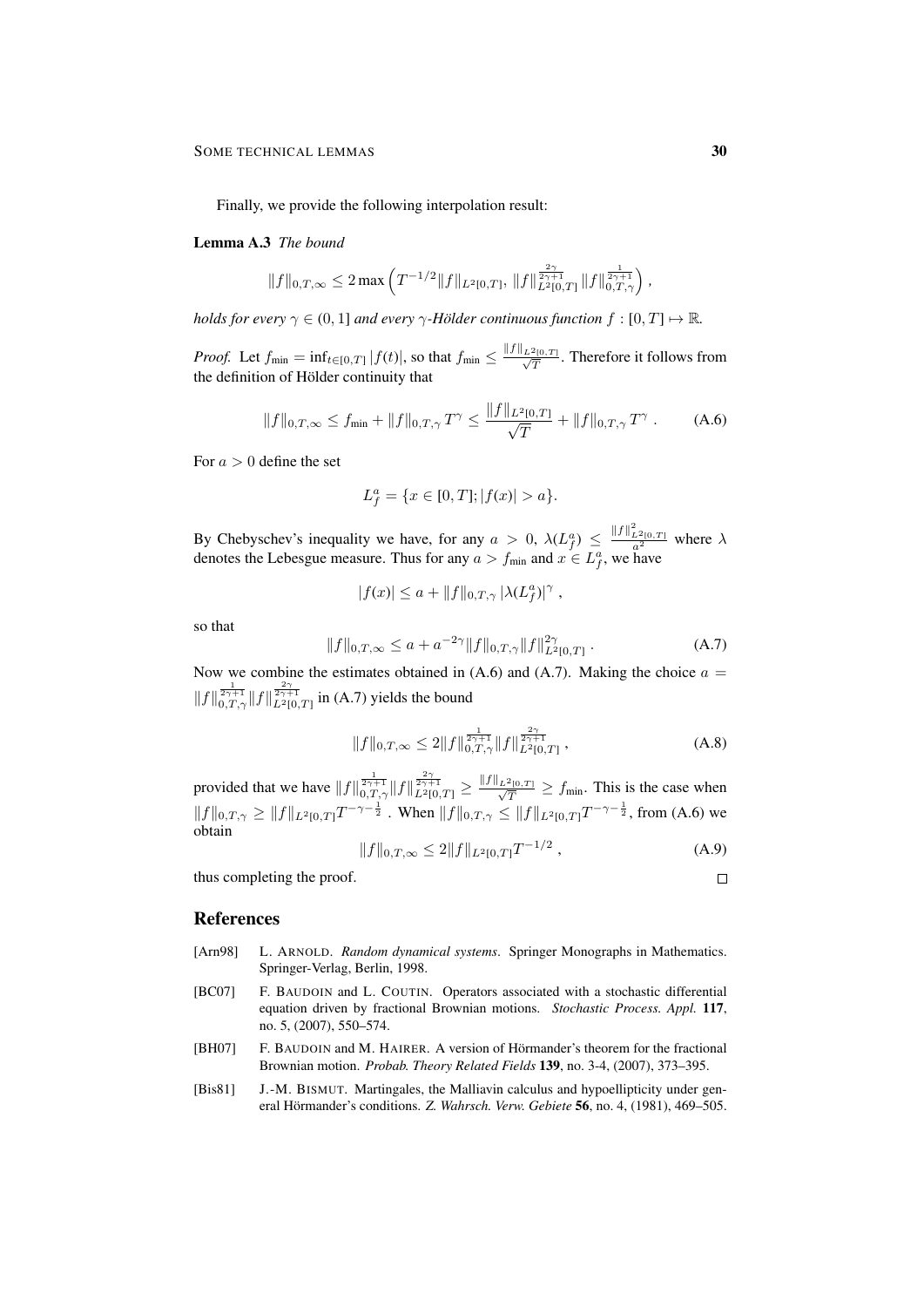Finally, we provide the following interpolation result:

**Lemma A.3** *The bound*

$$\|f\|_{0,T,\infty} \le 2\max\Big(T^{-1/2}\|f\|_{L^2[0,T]},\, \|f\|_{L^2[0,T]}^{\frac{2\gamma}{2\gamma+1}} \|f\|_{0,T,\gamma}^{\frac{1}{2\gamma+1}}\Big)\;,$$

*holds for every $\gamma \in (0,1]$ and every $\gamma$-Hölder continuous function $f : [0,T] \mapsto \mathbb{R}$.*

*Proof.* Let $f_{\min} = \inf_{t\in[0,T]} |f(t)|$, so that $f_{\min} \le \frac{\|f\|_{L^2[0,T]}}{\sqrt{T}}$. Therefore it follows from the definition of Hölder continuity that

$$\|f\|_{0,T,\infty} \le f_{\min} + \|f\|_{0,T,\gamma}\, T^\gamma \le \frac{\|f\|_{L^2[0,T]}}{\sqrt{T}} + \|f\|_{0,T,\gamma}\, T^\gamma\;. \tag{A.6}$$

For $a > 0$ define the set

$$L_f^a = \{x \in [0,T]; |f(x)| > a\}.$$

By Chebyschev's inequality we have, for any $a > 0$, $\lambda(L_f^a) \le \frac{\|f\|^2_{L^2[0,T]}}{a^2}$ where $\lambda$ denotes the Lebesgue measure. Thus for any $a > f_{\min}$ and $x \in L_f^a$, we have

$$|f(x)| \le a + \|f\|_{0,T,\gamma}\, |\lambda(L_f^a)|^\gamma\;,$$

so that

$$\|f\|_{0,T,\infty} \le a + a^{-2\gamma}\|f\|_{0,T,\gamma}\|f\|_{L^2[0,T]}^{2\gamma}\;. \tag{A.7}$$

Now we combine the estimates obtained in (A.6) and (A.7). Making the choice $a = \|f\|_{0,T,\gamma}^{\frac{1}{2\gamma+1}}\|f\|_{L^2[0,T]}^{\frac{2\gamma}{2\gamma+1}}$ in (A.7) yields the bound

$$\|f\|_{0,T,\infty} \le 2\|f\|_{0,T,\gamma}^{\frac{1}{2\gamma+1}}\|f\|_{L^2[0,T]}^{\frac{2\gamma}{2\gamma+1}}\;, \tag{A.8}$$

provided that we have $\|f\|_{0,T,\gamma}^{\frac{1}{2\gamma+1}}\|f\|_{L^2[0,T]}^{\frac{2\gamma}{2\gamma+1}} \ge \frac{\|f\|_{L^2[0,T]}}{\sqrt{T}} \ge f_{\min}$. This is the case when $\|f\|_{0,T,\gamma} \ge \|f\|_{L^2[0,T]}T^{-\gamma-\frac{1}{2}}$. When $\|f\|_{0,T,\gamma} \le \|f\|_{L^2[0,T]}T^{-\gamma-\frac{1}{2}}$, from (A.6) we obtain

$$\|f\|_{0,T,\infty} \le 2\|f\|_{L^2[0,T]}T^{-1/2}\;, \tag{A.9}$$

thus completing the proof. □

## References

- [Arn98] L. ARNOLD. *Random dynamical systems*. Springer Monographs in Mathematics. Springer-Verlag, Berlin, 1998.
- [BC07] F. BAUDOIN and L. COUTIN. Operators associated with a stochastic differential equation driven by fractional Brownian motions. *Stochastic Process. Appl.* **117**, no. 5, (2007), 550–574.
- [BH07] F. BAUDOIN and M. HAIRER. A version of Hörmander's theorem for the fractional Brownian motion. *Probab. Theory Related Fields* **139**, no. 3-4, (2007), 373–395.
- [Bis81] J.-M. BISMUT. Martingales, the Malliavin calculus and hypoellipticity under general Hörmander's conditions. *Z. Wahrsch. Verw. Gebiete* **56**, no. 4, (1981), 469–505.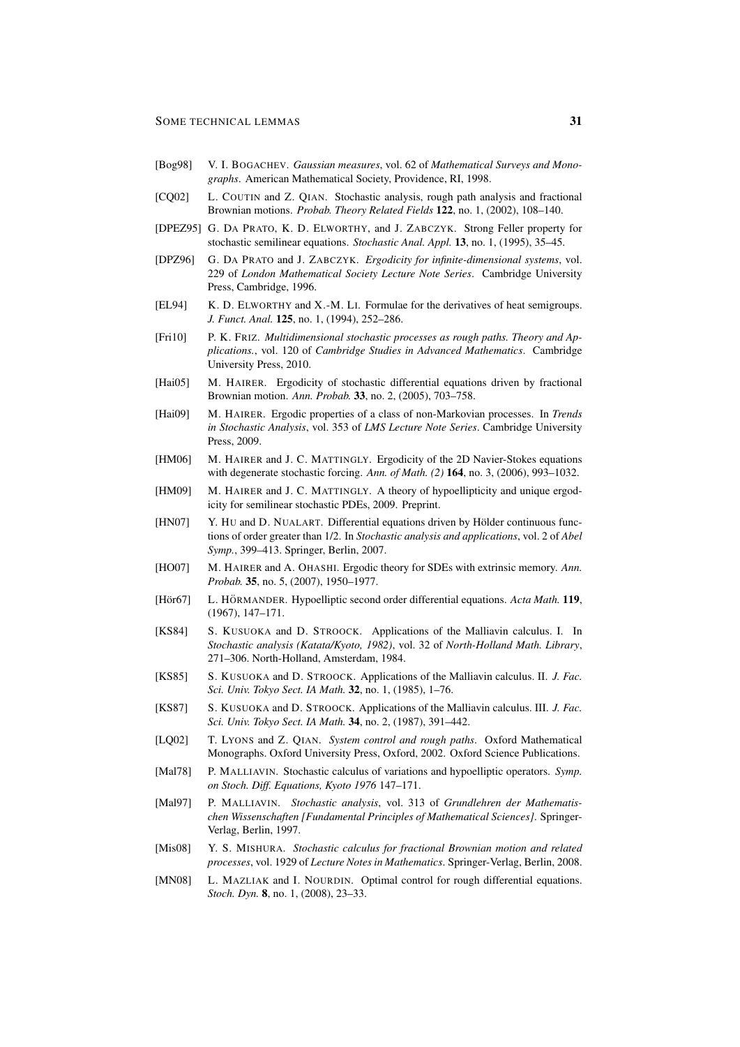[Bog98] V. I. Bogachev. *Gaussian measures*, vol. 62 of *Mathematical Surveys and Monographs*. American Mathematical Society, Providence, RI, 1998.

[CQ02] L. Coutin and Z. Qian. Stochastic analysis, rough path analysis and fractional Brownian motions. *Probab. Theory Related Fields* **122**, no. 1, (2002), 108–140.

[DPEZ95] G. Da Prato, K. D. Elworthy, and J. Zabczyk. Strong Feller property for stochastic semilinear equations. *Stochastic Anal. Appl.* **13**, no. 1, (1995), 35–45.

[DPZ96] G. Da Prato and J. Zabczyk. *Ergodicity for infinite-dimensional systems*, vol. 229 of *London Mathematical Society Lecture Note Series*. Cambridge University Press, Cambridge, 1996.

[EL94] K. D. Elworthy and X.-M. Li. Formulae for the derivatives of heat semigroups. *J. Funct. Anal.* **125**, no. 1, (1994), 252–286.

[Fri10] P. K. Friz. *Multidimensional stochastic processes as rough paths. Theory and Applications.*, vol. 120 of *Cambridge Studies in Advanced Mathematics*. Cambridge University Press, 2010.

[Hai05] M. Hairer. Ergodicity of stochastic differential equations driven by fractional Brownian motion. *Ann. Probab.* **33**, no. 2, (2005), 703–758.

[Hai09] M. Hairer. Ergodic properties of a class of non-Markovian processes. In *Trends in Stochastic Analysis*, vol. 353 of *LMS Lecture Note Series*. Cambridge University Press, 2009.

[HM06] M. Hairer and J. C. Mattingly. Ergodicity of the 2D Navier-Stokes equations with degenerate stochastic forcing. *Ann. of Math. (2)* **164**, no. 3, (2006), 993–1032.

[HM09] M. Hairer and J. C. Mattingly. A theory of hypoellipticity and unique ergodicity for semilinear stochastic PDEs, 2009. Preprint.

[HN07] Y. Hu and D. Nualart. Differential equations driven by Hölder continuous functions of order greater than 1/2. In *Stochastic analysis and applications*, vol. 2 of *Abel Symp.*, 399–413. Springer, Berlin, 2007.

[HO07] M. Hairer and A. Ohashi. Ergodic theory for SDEs with extrinsic memory. *Ann. Probab.* **35**, no. 5, (2007), 1950–1977.

[Hör67] L. Hörmander. Hypoelliptic second order differential equations. *Acta Math.* **119**, (1967), 147–171.

[KS84] S. Kusuoka and D. Stroock. Applications of the Malliavin calculus. I. In *Stochastic analysis (Katata/Kyoto, 1982)*, vol. 32 of *North-Holland Math. Library*, 271–306. North-Holland, Amsterdam, 1984.

[KS85] S. Kusuoka and D. Stroock. Applications of the Malliavin calculus. II. *J. Fac. Sci. Univ. Tokyo Sect. IA Math.* **32**, no. 1, (1985), 1–76.

[KS87] S. Kusuoka and D. Stroock. Applications of the Malliavin calculus. III. *J. Fac. Sci. Univ. Tokyo Sect. IA Math.* **34**, no. 2, (1987), 391–442.

[LQ02] T. Lyons and Z. Qian. *System control and rough paths*. Oxford Mathematical Monographs. Oxford University Press, Oxford, 2002. Oxford Science Publications.

[Mal78] P. Malliavin. Stochastic calculus of variations and hypoelliptic operators. *Symp. on Stoch. Diff. Equations, Kyoto 1976* 147–171.

[Mal97] P. Malliavin. *Stochastic analysis*, vol. 313 of *Grundlehren der Mathematischen Wissenschaften [Fundamental Principles of Mathematical Sciences]*. Springer-Verlag, Berlin, 1997.

[Mis08] Y. S. Mishura. *Stochastic calculus for fractional Brownian motion and related processes*, vol. 1929 of *Lecture Notes in Mathematics*. Springer-Verlag, Berlin, 2008.

[MN08] L. Mazliak and I. Nourdin. Optimal control for rough differential equations. *Stoch. Dyn.* **8**, no. 1, (2008), 23–33.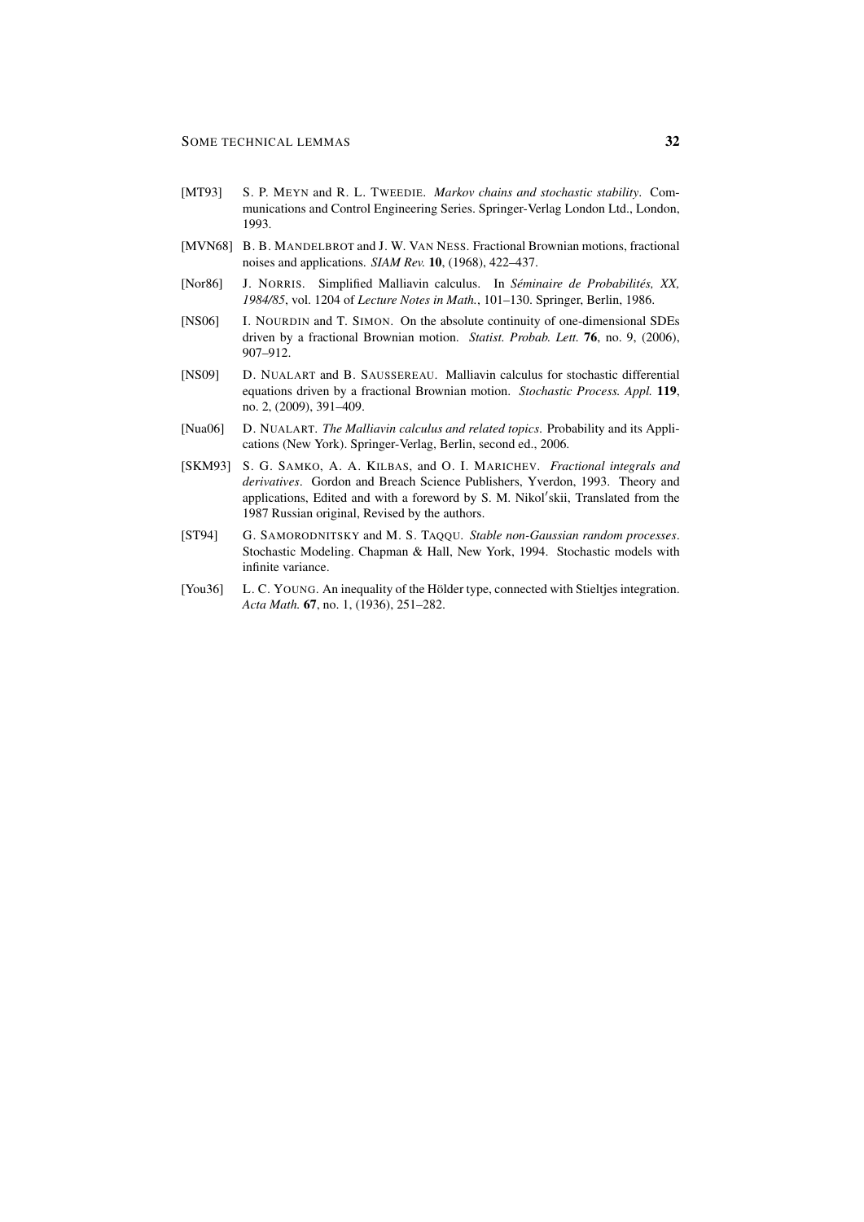[MT93] S. P. MEYN and R. L. TWEEDIE. *Markov chains and stochastic stability*. Communications and Control Engineering Series. Springer-Verlag London Ltd., London, 1993.

[MVN68] B. B. MANDELBROT and J. W. VAN NESS. Fractional Brownian motions, fractional noises and applications. *SIAM Rev.* **10**, (1968), 422–437.

[Nor86] J. NORRIS. Simplified Malliavin calculus. In *Séminaire de Probabilités, XX, 1984/85*, vol. 1204 of *Lecture Notes in Math.*, 101–130. Springer, Berlin, 1986.

[NS06] I. NOURDIN and T. SIMON. On the absolute continuity of one-dimensional SDEs driven by a fractional Brownian motion. *Statist. Probab. Lett.* **76**, no. 9, (2006), 907–912.

[NS09] D. NUALART and B. SAUSSEREAU. Malliavin calculus for stochastic differential equations driven by a fractional Brownian motion. *Stochastic Process. Appl.* **119**, no. 2, (2009), 391–409.

[Nua06] D. NUALART. *The Malliavin calculus and related topics*. Probability and its Applications (New York). Springer-Verlag, Berlin, second ed., 2006.

[SKM93] S. G. SAMKO, A. A. KILBAS, and O. I. MARICHEV. *Fractional integrals and derivatives*. Gordon and Breach Science Publishers, Yverdon, 1993. Theory and applications, Edited and with a foreword by S. M. Nikol′skii, Translated from the 1987 Russian original, Revised by the authors.

[ST94] G. SAMORODNITSKY and M. S. TAQQU. *Stable non-Gaussian random processes*. Stochastic Modeling. Chapman & Hall, New York, 1994. Stochastic models with infinite variance.

[You36] L. C. YOUNG. An inequality of the Hölder type, connected with Stieltjes integration. *Acta Math.* **67**, no. 1, (1936), 251–282.